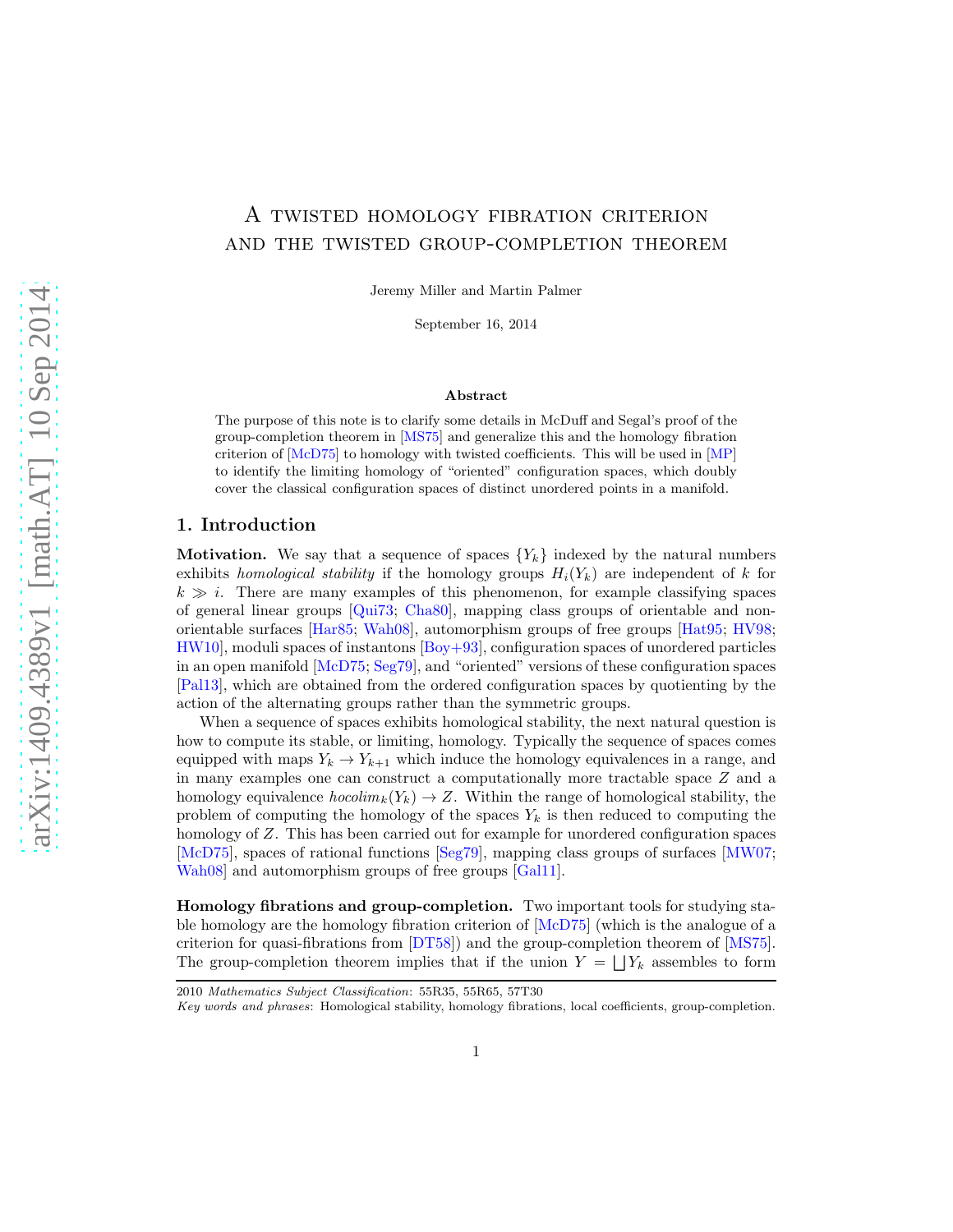# A twisted homology fibration criterion and the twisted group-completion theorem

Jeremy Miller and Martin Palmer

September 16, 2014

### Abstract

The purpose of this note is to clarify some details in McDuff and Segal's proof of the group-completion theorem in [MS75] and generalize this and the homology fibration criterion of [McD75] to homology with twisted coefficients. This will be used in [MP] to identify the limiting homology of "oriented" configuration spaces, which doubly cover the classical configuration spaces of distinct unordered points in a manifold.

## 1. Introduction

**Motivation.** We say that a sequence of spaces $\{Y_k\}$ indexed by the natural numbers exhibits *homological stability* if the homology groups $H_i(Y_k)$ are independent of $k$ for $k \gg i$. There are many examples of this phenomenon, for example classifying spaces of general linear groups [Qui73; Cha80], mapping class groups of orientable and non-orientable surfaces [Har85; Wah08], automorphism groups of free groups [Hat95; HV98; HW10], moduli spaces of instantons [Boy+93], configuration spaces of unordered particles in an open manifold [McD75; Seg79], and "oriented" versions of these configuration spaces [Pal13], which are obtained from the ordered configuration spaces by quotienting by the action of the alternating groups rather than the symmetric groups.

When a sequence of spaces exhibits homological stability, the next natural question is how to compute its stable, or limiting, homology. Typically the sequence of spaces comes equipped with maps $Y_k \to Y_{k+1}$ which induce the homology equivalences in a range, and in many examples one can construct a computationally more tractable space $Z$ and a homology equivalence $hocolim_k(Y_k) \to Z$. Within the range of homological stability, the problem of computing the homology of the spaces $Y_k$ is then reduced to computing the homology of $Z$. This has been carried out for example for unordered configuration spaces [McD75], spaces of rational functions [Seg79], mapping class groups of surfaces [MW07; Wah08] and automorphism groups of free groups [Gal11].

**Homology fibrations and group-completion.** Two important tools for studying stable homology are the homology fibration criterion of [McD75] (which is the analogue of a criterion for quasi-fibrations from [DT58]) and the group-completion theorem of [MS75]. The group-completion theorem implies that if the union $Y = \coprod Y_k$ assembles to form

2010 *Mathematics Subject Classification*: 55R35, 55R65, 57T30

*Key words and phrases*: Homological stability, homology fibrations, local coefficients, group-completion.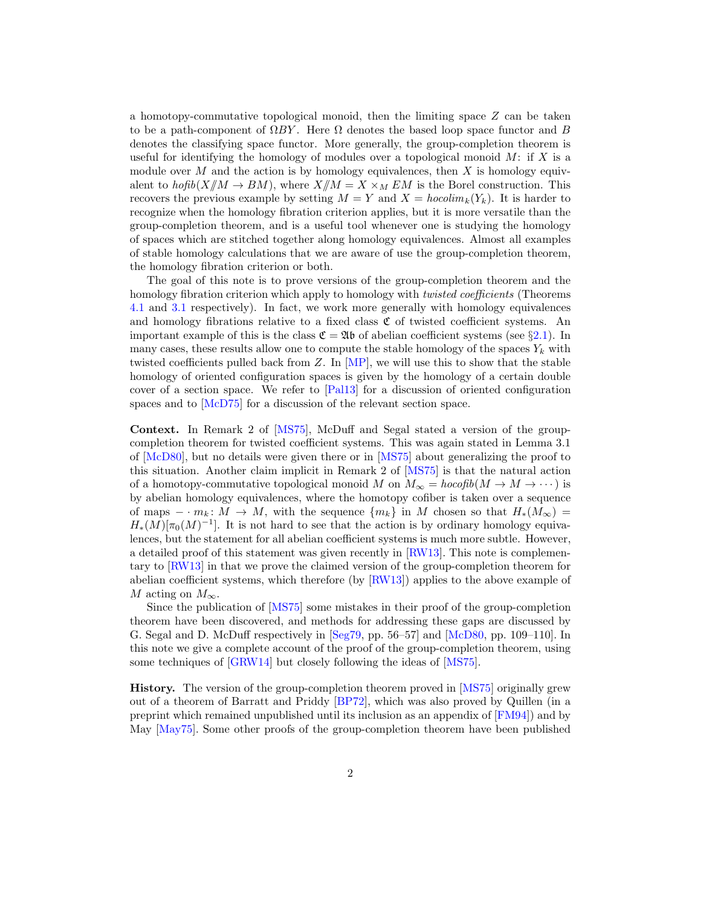a homotopy-commutative topological monoid, then the limiting space $Z$ can be taken to be a path-component of $\Omega BY$. Here $\Omega$ denotes the based loop space functor and $B$ denotes the classifying space functor. More generally, the group-completion theorem is useful for identifying the homology of modules over a topological monoid $M$: if $X$ is a module over $M$ and the action is by homology equivalences, then $X$ is homology equivalent to $\mathit{hofib}(X/\!\!/M \to BM)$, where $X/\!\!/M = X \times_M EM$ is the Borel construction. This recovers the previous example by setting $M = Y$ and $X = \mathit{hocolim}_k(Y_k)$. It is harder to recognize when the homology fibration criterion applies, but it is more versatile than the group-completion theorem, and is a useful tool whenever one is studying the homology of spaces which are stitched together along homology equivalences. Almost all examples of stable homology calculations that we are aware of use the group-completion theorem, the homology fibration criterion or both.

The goal of this note is to prove versions of the group-completion theorem and the homology fibration criterion which apply to homology with *twisted coefficients* (Theorems 4.1 and 3.1 respectively). In fact, we work more generally with homology equivalences and homology fibrations relative to a fixed class $\mathfrak{C}$ of twisted coefficient systems. An important example of this is the class $\mathfrak{C} = \mathfrak{Ab}$ of abelian coefficient systems (see §2.1). In many cases, these results allow one to compute the stable homology of the spaces $Y_k$ with twisted coefficients pulled back from $Z$. In [MP], we will use this to show that the stable homology of oriented configuration spaces is given by the homology of a certain double cover of a section space. We refer to [Pal13] for a discussion of oriented configuration spaces and to [McD75] for a discussion of the relevant section space.

**Context.** In Remark 2 of [MS75], McDuff and Segal stated a version of the group-completion theorem for twisted coefficient systems. This was again stated in Lemma 3.1 of [McD80], but no details were given there or in [MS75] about generalizing the proof to this situation. Another claim implicit in Remark 2 of [MS75] is that the natural action of a homotopy-commutative topological monoid $M$ on $M_\infty = \mathit{hocofib}(M \to M \to \cdots)$ is by abelian homology equivalences, where the homotopy cofiber is taken over a sequence of maps $- \cdot m_k \colon M \to M$, with the sequence $\{m_k\}$ in $M$ chosen so that $H_*(M_\infty) = H_*(M)[\pi_0(M)^{-1}]$. It is not hard to see that the action is by ordinary homology equivalences, but the statement for all abelian coefficient systems is much more subtle. However, a detailed proof of this statement was given recently in [RW13]. This note is complementary to [RW13] in that we prove the claimed version of the group-completion theorem for abelian coefficient systems, which therefore (by [RW13]) applies to the above example of $M$ acting on $M_\infty$.

Since the publication of [MS75] some mistakes in their proof of the group-completion theorem have been discovered, and methods for addressing these gaps are discussed by G. Segal and D. McDuff respectively in [Seg79, pp. 56–57] and [McD80, pp. 109–110]. In this note we give a complete account of the proof of the group-completion theorem, using some techniques of [GRW14] but closely following the ideas of [MS75].

**History.** The version of the group-completion theorem proved in [MS75] originally grew out of a theorem of Barratt and Priddy [BP72], which was also proved by Quillen (in a preprint which remained unpublished until its inclusion as an appendix of [FM94]) and by May [May75]. Some other proofs of the group-completion theorem have been published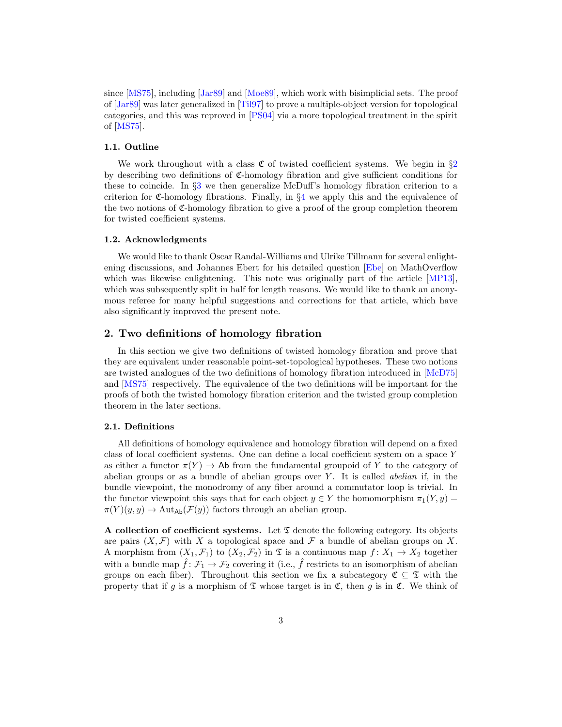since [MS75], including [Jar89] and [Moe89], which work with bisimplicial sets. The proof of [Jar89] was later generalized in [Til97] to prove a multiple-object version for topological categories, and this was reproved in [PS04] via a more topological treatment in the spirit of [MS75].

### 1.1. Outline

We work throughout with a class $\mathfrak{C}$ of twisted coefficient systems. We begin in §2 by describing two definitions of $\mathfrak{C}$-homology fibration and give sufficient conditions for these to coincide. In §3 we then generalize McDuff's homology fibration criterion to a criterion for $\mathfrak{C}$-homology fibrations. Finally, in §4 we apply this and the equivalence of the two notions of $\mathfrak{C}$-homology fibration to give a proof of the group completion theorem for twisted coefficient systems.

### 1.2. Acknowledgments

We would like to thank Oscar Randal-Williams and Ulrike Tillmann for several enlightening discussions, and Johannes Ebert for his detailed question [Ebe] on MathOverflow which was likewise enlightening. This note was originally part of the article [MP13], which was subsequently split in half for length reasons. We would like to thank an anonymous referee for many helpful suggestions and corrections for that article, which have also significantly improved the present note.

## 2. Two definitions of homology fibration

In this section we give two definitions of twisted homology fibration and prove that they are equivalent under reasonable point-set-topological hypotheses. These two notions are twisted analogues of the two definitions of homology fibration introduced in [McD75] and [MS75] respectively. The equivalence of the two definitions will be important for the proofs of both the twisted homology fibration criterion and the twisted group completion theorem in the later sections.

### 2.1. Definitions

All definitions of homology equivalence and homology fibration will depend on a fixed class of local coefficient systems. One can define a local coefficient system on a space $Y$ as either a functor $\pi(Y) \to \mathsf{Ab}$ from the fundamental groupoid of $Y$ to the category of abelian groups or as a bundle of abelian groups over $Y$. It is called *abelian* if, in the bundle viewpoint, the monodromy of any fiber around a commutator loop is trivial. In the functor viewpoint this says that for each object $y \in Y$ the homomorphism $\pi_1(Y, y) = \pi(Y)(y, y) \to \mathrm{Aut}_{\mathsf{Ab}}(\mathcal{F}(y))$ factors through an abelian group.

**A collection of coefficient systems.** Let $\mathfrak{T}$ denote the following category. Its objects are pairs $(X, \mathcal{F})$ with $X$ a topological space and $\mathcal{F}$ a bundle of abelian groups on $X$. A morphism from $(X_1, \mathcal{F}_1)$ to $(X_2, \mathcal{F}_2)$ in $\mathfrak{T}$ is a continuous map $f\colon X_1 \to X_2$ together with a bundle map $\hat{f}\colon \mathcal{F}_1 \to \mathcal{F}_2$ covering it (i.e., $\hat{f}$ restricts to an isomorphism of abelian groups on each fiber). Throughout this section we fix a subcategory $\mathfrak{C} \subseteq \mathfrak{T}$ with the property that if $g$ is a morphism of $\mathfrak{T}$ whose target is in $\mathfrak{C}$, then $g$ is in $\mathfrak{C}$. We think of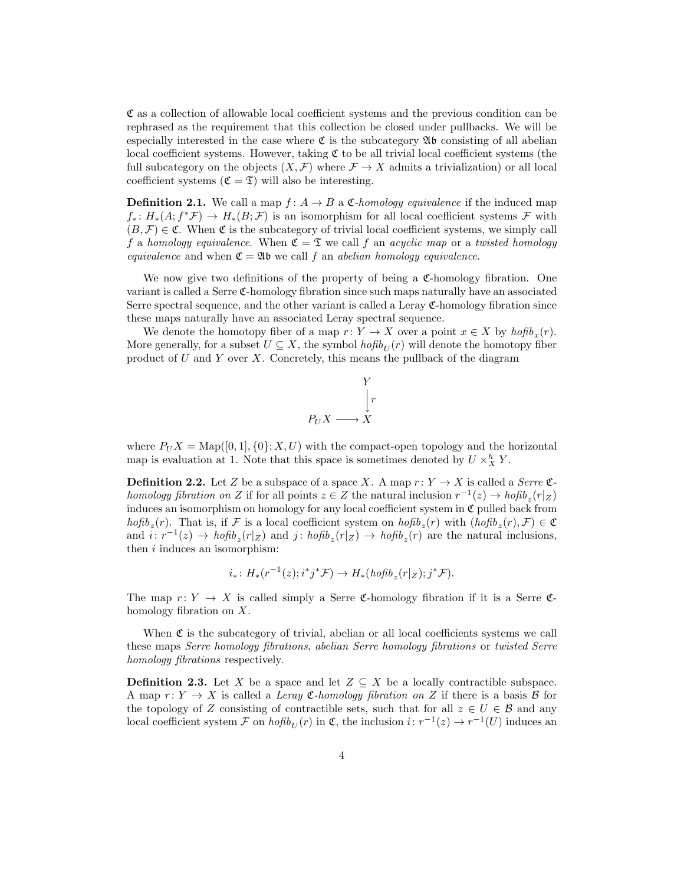$\mathfrak{C}$ as a collection of allowable local coefficient systems and the previous condition can be rephrased as the requirement that this collection be closed under pullbacks. We will be especially interested in the case where $\mathfrak{C}$ is the subcategory $\mathfrak{Ab}$ consisting of all abelian local coefficient systems. However, taking $\mathfrak{C}$ to be all trivial local coefficient systems (the full subcategory on the objects $(X, \mathcal{F})$ where $\mathcal{F} \to X$ admits a trivialization) or all local coefficient systems ($\mathfrak{C} = \mathfrak{T}$) will also be interesting.

**Definition 2.1.** We call a map $f\colon A \to B$ a *$\mathfrak{C}$-homology equivalence* if the induced map $f_*\colon H_*(A; f^*\mathcal{F}) \to H_*(B; \mathcal{F})$ is an isomorphism for all local coefficient systems $\mathcal{F}$ with $(B, \mathcal{F}) \in \mathfrak{C}$. When $\mathfrak{C}$ is the subcategory of trivial local coefficient systems, we simply call $f$ a *homology equivalence*. When $\mathfrak{C} = \mathfrak{T}$ we call $f$ an *acyclic map* or a *twisted homology equivalence* and when $\mathfrak{C} = \mathfrak{Ab}$ we call $f$ an *abelian homology equivalence*.

We now give two definitions of the property of being a $\mathfrak{C}$-homology fibration. One variant is called a Serre $\mathfrak{C}$-homology fibration since such maps naturally have an associated Serre spectral sequence, and the other variant is called a Leray $\mathfrak{C}$-homology fibration since these maps naturally have an associated Leray spectral sequence.

We denote the homotopy fiber of a map $r\colon Y \to X$ over a point $x \in X$ by $\mathit{hofib}_x(r)$. More generally, for a subset $U \subseteq X$, the symbol $\mathit{hofib}_U(r)$ will denote the homotopy fiber product of $U$ and $Y$ over $X$. Concretely, this means the pullback of the diagram

$$\begin{array}{ccc} & & Y \\ & & \big\downarrow r \\ P_U X & \longrightarrow & X \end{array}$$

where $P_U X = \mathrm{Map}([0,1], \{0\}; X, U)$ with the compact-open topology and the horizontal map is evaluation at 1. Note that this space is sometimes denoted by $U \times^h_X Y$.

**Definition 2.2.** Let $Z$ be a subspace of a space $X$. A map $r\colon Y \to X$ is called a *Serre $\mathfrak{C}$-homology fibration on $Z$* if for all points $z \in Z$ the natural inclusion $r^{-1}(z) \to \mathit{hofib}_z(r|_Z)$ induces an isomorphism on homology for any local coefficient system in $\mathfrak{C}$ pulled back from $\mathit{hofib}_z(r)$. That is, if $\mathcal{F}$ is a local coefficient system on $\mathit{hofib}_z(r)$ with $(\mathit{hofib}_z(r), \mathcal{F}) \in \mathfrak{C}$ and $i\colon r^{-1}(z) \to \mathit{hofib}_z(r|_Z)$ and $j\colon \mathit{hofib}_z(r|_Z) \to \mathit{hofib}_z(r)$ are the natural inclusions, then $i$ induces an isomorphism:

$$i_*\colon H_*(r^{-1}(z); i^*j^*\mathcal{F}) \to H_*(\mathit{hofib}_z(r|_Z); j^*\mathcal{F}).$$

The map $r\colon Y \to X$ is called simply a Serre $\mathfrak{C}$-homology fibration if it is a Serre $\mathfrak{C}$-homology fibration on $X$.

When $\mathfrak{C}$ is the subcategory of trivial, abelian or all local coefficients systems we call these maps *Serre homology fibrations*, *abelian Serre homology fibrations* or *twisted Serre homology fibrations* respectively.

**Definition 2.3.** Let $X$ be a space and let $Z \subseteq X$ be a locally contractible subspace. A map $r\colon Y \to X$ is called a *Leray $\mathfrak{C}$-homology fibration on $Z$* if there is a basis $\mathcal{B}$ for the topology of $Z$ consisting of contractible sets, such that for all $z \in U \in \mathcal{B}$ and any local coefficient system $\mathcal{F}$ on $\mathit{hofib}_U(r)$ in $\mathfrak{C}$, the inclusion $i\colon r^{-1}(z) \to r^{-1}(U)$ induces an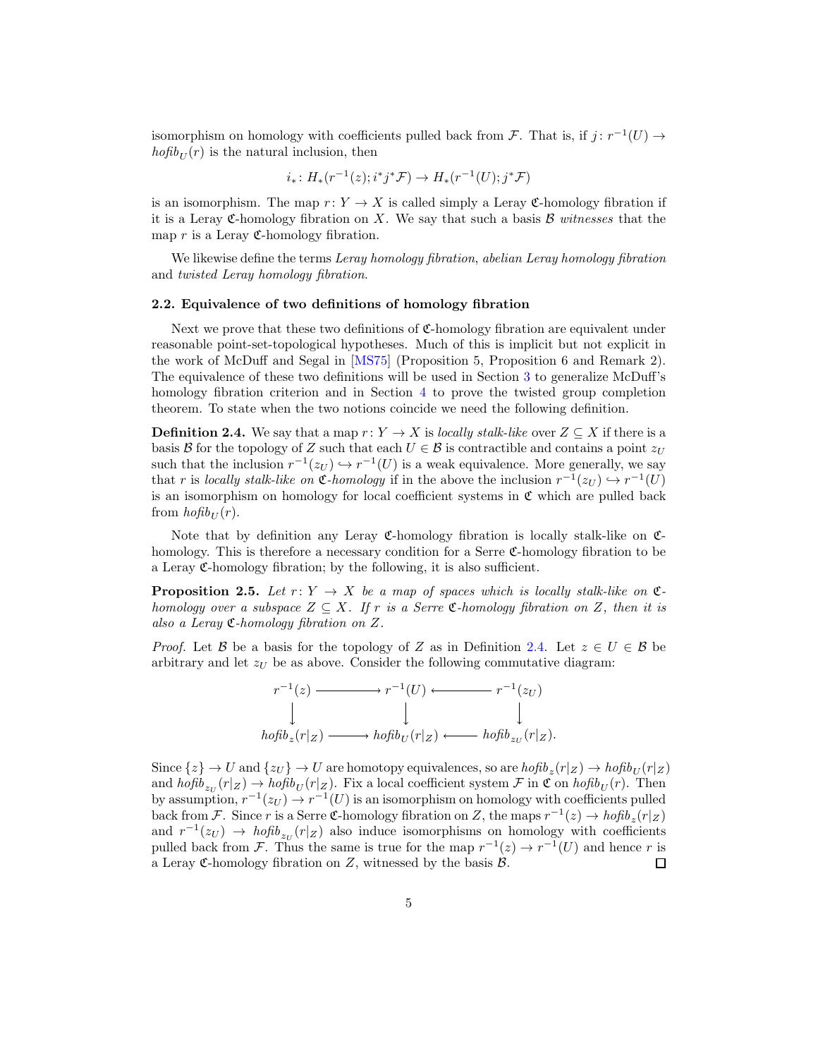isomorphism on homology with coefficients pulled back from $\mathcal{F}$. That is, if $j\colon r^{-1}(U) \to \mathit{hofib}_U(r)$ is the natural inclusion, then

$$i_*\colon H_*(r^{-1}(z); i^*j^*\mathcal{F}) \to H_*(r^{-1}(U); j^*\mathcal{F})$$

is an isomorphism. The map $r\colon Y \to X$ is called simply a Leray $\mathfrak{C}$-homology fibration if it is a Leray $\mathfrak{C}$-homology fibration on $X$. We say that such a basis $\mathcal{B}$ *witnesses* that the map $r$ is a Leray $\mathfrak{C}$-homology fibration.

We likewise define the terms *Leray homology fibration*, *abelian Leray homology fibration* and *twisted Leray homology fibration*.

### 2.2. Equivalence of two definitions of homology fibration

Next we prove that these two definitions of $\mathfrak{C}$-homology fibration are equivalent under reasonable point-set-topological hypotheses. Much of this is implicit but not explicit in the work of McDuff and Segal in [MS75] (Proposition 5, Proposition 6 and Remark 2). The equivalence of these two definitions will be used in Section 3 to generalize McDuff's homology fibration criterion and in Section 4 to prove the twisted group completion theorem. To state when the two notions coincide we need the following definition.

**Definition 2.4.** We say that a map $r\colon Y \to X$ is *locally stalk-like* over $Z \subseteq X$ if there is a basis $\mathcal{B}$ for the topology of $Z$ such that each $U \in \mathcal{B}$ is contractible and contains a point $z_U$ such that the inclusion $r^{-1}(z_U) \hookrightarrow r^{-1}(U)$ is a weak equivalence. More generally, we say that $r$ is *locally stalk-like on $\mathfrak{C}$-homology* if in the above the inclusion $r^{-1}(z_U) \hookrightarrow r^{-1}(U)$ is an isomorphism on homology for local coefficient systems in $\mathfrak{C}$ which are pulled back from $\mathit{hofib}_U(r)$.

Note that by definition any Leray $\mathfrak{C}$-homology fibration is locally stalk-like on $\mathfrak{C}$-homology. This is therefore a necessary condition for a Serre $\mathfrak{C}$-homology fibration to be a Leray $\mathfrak{C}$-homology fibration; by the following, it is also sufficient.

**Proposition 2.5.** *Let $r\colon Y \to X$ be a map of spaces which is locally stalk-like on $\mathfrak{C}$-homology over a subspace $Z \subseteq X$. If $r$ is a Serre $\mathfrak{C}$-homology fibration on $Z$, then it is also a Leray $\mathfrak{C}$-homology fibration on $Z$.*

*Proof.* Let $\mathcal{B}$ be a basis for the topology of $Z$ as in Definition 2.4. Let $z \in U \in \mathcal{B}$ be arbitrary and let $z_U$ be as above. Consider the following commutative diagram:

$$\begin{array}{ccccc}
r^{-1}(z) & \longrightarrow & r^{-1}(U) & \longleftarrow & r^{-1}(z_U) \\
\downarrow & & \downarrow & & \downarrow \\
\mathit{hofib}_z(r|_Z) & \longrightarrow & \mathit{hofib}_U(r|_Z) & \longleftarrow & \mathit{hofib}_{z_U}(r|_Z).
\end{array}$$

Since $\{z\} \to U$ and $\{z_U\} \to U$ are homotopy equivalences, so are $\mathit{hofib}_z(r|_Z) \to \mathit{hofib}_U(r|_Z)$ and $\mathit{hofib}_{z_U}(r|_Z) \to \mathit{hofib}_U(r|_Z)$. Fix a local coefficient system $\mathcal{F}$ in $\mathfrak{C}$ on $\mathit{hofib}_U(r)$. Then by assumption, $r^{-1}(z_U) \to r^{-1}(U)$ is an isomorphism on homology with coefficients pulled back from $\mathcal{F}$. Since $r$ is a Serre $\mathfrak{C}$-homology fibration on $Z$, the maps $r^{-1}(z) \to \mathit{hofib}_z(r|_Z)$ and $r^{-1}(z_U) \to \mathit{hofib}_{z_U}(r|_Z)$ also induce isomorphisms on homology with coefficients pulled back from $\mathcal{F}$. Thus the same is true for the map $r^{-1}(z) \to r^{-1}(U)$ and hence $r$ is a Leray $\mathfrak{C}$-homology fibration on $Z$, witnessed by the basis $\mathcal{B}$. $\square$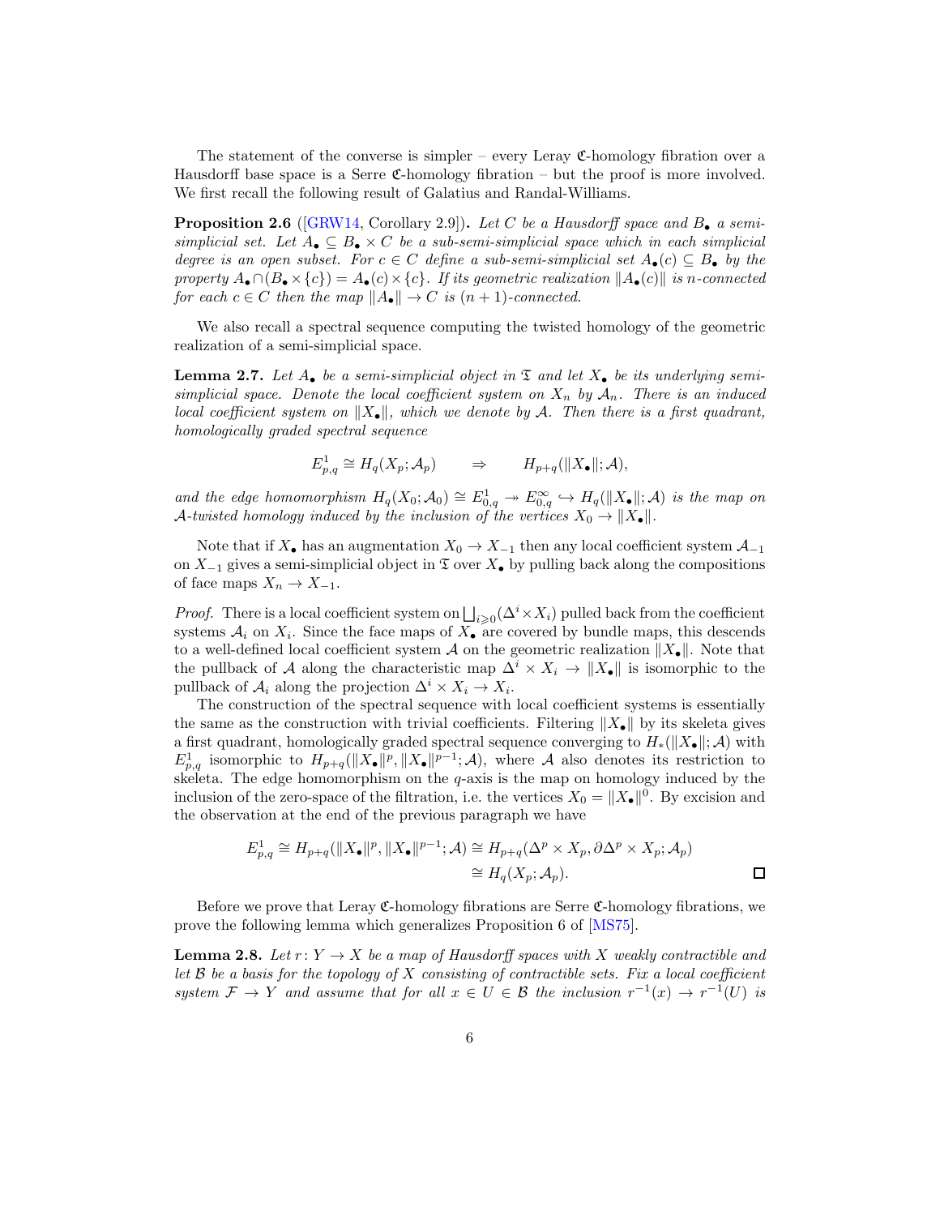The statement of the converse is simpler – every Leray $\mathfrak{C}$-homology fibration over a Hausdorff base space is a Serre $\mathfrak{C}$-homology fibration – but the proof is more involved. We first recall the following result of Galatius and Randal-Williams.

**Proposition 2.6** ([GRW14, Corollary 2.9])**.** *Let $C$ be a Hausdorff space and $B_\bullet$ a semi-simplicial set. Let $A_\bullet \subseteq B_\bullet \times C$ be a sub-semi-simplicial space which in each simplicial degree is an open subset. For $c \in C$ define a sub-semi-simplicial set $A_\bullet(c) \subseteq B_\bullet$ by the property $A_\bullet \cap (B_\bullet \times \{c\}) = A_\bullet(c) \times \{c\}$. If its geometric realization $\|A_\bullet(c)\|$ is $n$-connected for each $c \in C$ then the map $\|A_\bullet\| \to C$ is $(n+1)$-connected.*

We also recall a spectral sequence computing the twisted homology of the geometric realization of a semi-simplicial space.

**Lemma 2.7.** *Let $A_\bullet$ be a semi-simplicial object in $\mathfrak{T}$ and let $X_\bullet$ be its underlying semi-simplicial space. Denote the local coefficient system on $X_n$ by $\mathcal{A}_n$. There is an induced local coefficient system on $\|X_\bullet\|$, which we denote by $\mathcal{A}$. Then there is a first quadrant, homologically graded spectral sequence*

$$E^1_{p,q} \cong H_q(X_p; \mathcal{A}_p) \qquad \Rightarrow \qquad H_{p+q}(\|X_\bullet\|; \mathcal{A}),$$

*and the edge homomorphism $H_q(X_0; \mathcal{A}_0) \cong E^1_{0,q} \twoheadrightarrow E^\infty_{0,q} \hookrightarrow H_q(\|X_\bullet\|; \mathcal{A})$ is the map on $\mathcal{A}$-twisted homology induced by the inclusion of the vertices $X_0 \to \|X_\bullet\|$.*

Note that if $X_\bullet$ has an augmentation $X_0 \to X_{-1}$ then any local coefficient system $\mathcal{A}_{-1}$ on $X_{-1}$ gives a semi-simplicial object in $\mathfrak{T}$ over $X_\bullet$ by pulling back along the compositions of face maps $X_n \to X_{-1}$.

*Proof.* There is a local coefficient system on $\bigsqcup_{i \geqslant 0}(\Delta^i \times X_i)$ pulled back from the coefficient systems $\mathcal{A}_i$ on $X_i$. Since the face maps of $X_\bullet$ are covered by bundle maps, this descends to a well-defined local coefficient system $\mathcal{A}$ on the geometric realization $\|X_\bullet\|$. Note that the pullback of $\mathcal{A}$ along the characteristic map $\Delta^i \times X_i \to \|X_\bullet\|$ is isomorphic to the pullback of $\mathcal{A}_i$ along the projection $\Delta^i \times X_i \to X_i$.

The construction of the spectral sequence with local coefficient systems is essentially the same as the construction with trivial coefficients. Filtering $\|X_\bullet\|$ by its skeleta gives a first quadrant, homologically graded spectral sequence converging to $H_*(\|X_\bullet\|; \mathcal{A})$ with $E^1_{p,q}$ isomorphic to $H_{p+q}(\|X_\bullet\|^p, \|X_\bullet\|^{p-1}; \mathcal{A})$, where $\mathcal{A}$ also denotes its restriction to skeleta. The edge homomorphism on the $q$-axis is the map on homology induced by the inclusion of the zero-space of the filtration, i.e. the vertices $X_0 = \|X_\bullet\|^0$. By excision and the observation at the end of the previous paragraph we have

$$\begin{aligned} E^1_{p,q} \cong H_{p+q}(\|X_\bullet\|^p, \|X_\bullet\|^{p-1}; \mathcal{A}) &\cong H_{p+q}(\Delta^p \times X_p, \partial\Delta^p \times X_p; \mathcal{A}_p) \\ &\cong H_q(X_p; \mathcal{A}_p). \end{aligned}$$

$\square$

Before we prove that Leray $\mathfrak{C}$-homology fibrations are Serre $\mathfrak{C}$-homology fibrations, we prove the following lemma which generalizes Proposition 6 of [MS75].

**Lemma 2.8.** *Let $r\colon Y \to X$ be a map of Hausdorff spaces with $X$ weakly contractible and let $\mathcal{B}$ be a basis for the topology of $X$ consisting of contractible sets. Fix a local coefficient system $\mathcal{F} \to Y$ and assume that for all $x \in U \in \mathcal{B}$ the inclusion $r^{-1}(x) \to r^{-1}(U)$ is*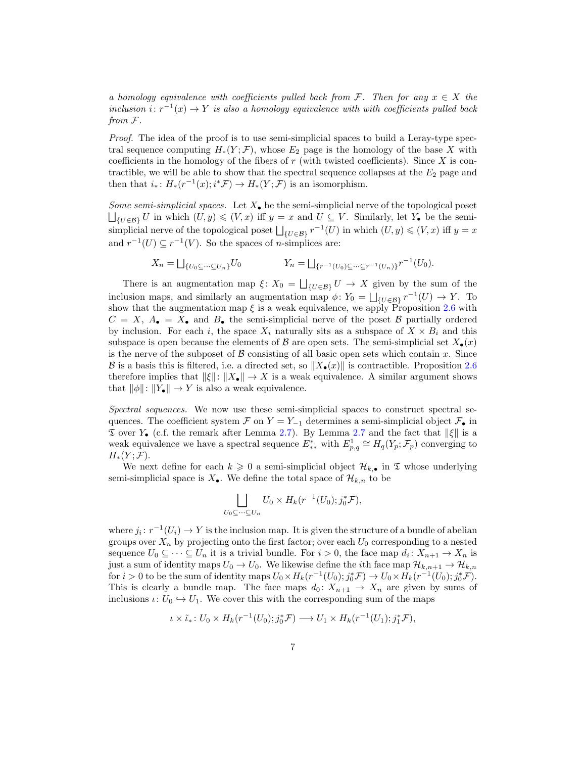*a homology equivalence with coefficients pulled back from $\mathcal{F}$. Then for any $x \in X$ the inclusion $i\colon r^{-1}(x) \to Y$ is also a homology equivalence with with coefficients pulled back from $\mathcal{F}$.*

*Proof.* The idea of the proof is to use semi-simplicial spaces to build a Leray-type spectral sequence computing $H_*(Y;\mathcal{F})$, whose $E_2$ page is the homology of the base $X$ with coefficients in the homology of the fibers of $r$ (with twisted coefficients). Since $X$ is contractible, we will be able to show that the spectral sequence collapses at the $E_2$ page and then that $i_*\colon H_*(r^{-1}(x); i^*\mathcal{F}) \to H_*(Y;\mathcal{F})$ is an isomorphism.

*Some semi-simplicial spaces.* Let $X_\bullet$ be the semi-simplicial nerve of the topological poset $\bigsqcup_{\{U\in\mathcal{B}\}} U$ in which $(U,y) \leqslant (V,x)$ iff $y = x$ and $U \subseteq V$. Similarly, let $Y_\bullet$ be the semi-simplicial nerve of the topological poset $\bigsqcup_{\{U\in\mathcal{B}\}} r^{-1}(U)$ in which $(U,y) \leqslant (V,x)$ iff $y = x$ and $r^{-1}(U) \subseteq r^{-1}(V)$. So the spaces of $n$-simplices are:

$$X_n = \textstyle\bigsqcup_{\{U_0\subseteq\cdots\subseteq U_n\}} U_0 \qquad\qquad Y_n = \bigsqcup_{\{r^{-1}(U_0)\subseteq\cdots\subseteq r^{-1}(U_n)\}} r^{-1}(U_0).$$

There is an augmentation map $\xi\colon X_0 = \bigsqcup_{\{U\in\mathcal{B}\}} U \to X$ given by the sum of the inclusion maps, and similarly an augmentation map $\phi\colon Y_0 = \bigsqcup_{\{U\in\mathcal{B}\}} r^{-1}(U) \to Y$. To show that the augmentation map $\xi$ is a weak equivalence, we apply Proposition 2.6 with $C = X$, $A_\bullet = X_\bullet$ and $B_\bullet$ the semi-simplicial nerve of the poset $\mathcal{B}$ partially ordered by inclusion. For each $i$, the space $X_i$ naturally sits as a subspace of $X \times B_i$ and this subspace is open because the elements of $\mathcal{B}$ are open sets. The semi-simplicial set $X_\bullet(x)$ is the nerve of the subposet of $\mathcal{B}$ consisting of all basic open sets which contain $x$. Since $\mathcal{B}$ is a basis this is filtered, i.e. a directed set, so $\|X_\bullet(x)\|$ is contractible. Proposition 2.6 therefore implies that $\|\xi\|\colon \|X_\bullet\| \to X$ is a weak equivalence. A similar argument shows that $\|\phi\|\colon \|Y_\bullet\| \to Y$ is also a weak equivalence.

*Spectral sequences.* We now use these semi-simplicial spaces to construct spectral sequences. The coefficient system $\mathcal{F}$ on $Y = Y_{-1}$ determines a semi-simplicial object $\mathcal{F}_\bullet$ in $\mathfrak{T}$ over $Y_\bullet$ (c.f. the remark after Lemma 2.7). By Lemma 2.7 and the fact that $\|\xi\|$ is a weak equivalence we have a spectral sequence $E^*_{**}$ with $E^1_{p,q} \cong H_q(Y_p;\mathcal{F}_p)$ converging to $H_*(Y;\mathcal{F})$.

We next define for each $k \geqslant 0$ a semi-simplicial object $\mathcal{H}_{k,\bullet}$ in $\mathfrak{T}$ whose underlying semi-simplicial space is $X_\bullet$. We define the total space of $\mathcal{H}_{k,n}$ to be

$$\bigsqcup_{U_0\subseteq\cdots\subseteq U_n} U_0 \times H_k(r^{-1}(U_0); j_0^*\mathcal{F}),$$

where $j_i\colon r^{-1}(U_i) \to Y$ is the inclusion map. It is given the structure of a bundle of abelian groups over $X_n$ by projecting onto the first factor; over each $U_0$ corresponding to a nested sequence $U_0 \subseteq \cdots \subseteq U_n$ it is a trivial bundle. For $i > 0$, the face map $d_i\colon X_{n+1} \to X_n$ is just a sum of identity maps $U_0 \to U_0$. We likewise define the $i$th face map $\mathcal{H}_{k,n+1} \to \mathcal{H}_{k,n}$ for $i > 0$ to be the sum of identity maps $U_0 \times H_k(r^{-1}(U_0); j_0^*\mathcal{F}) \to U_0 \times H_k(r^{-1}(U_0); j_0^*\mathcal{F})$. This is clearly a bundle map. The face maps $d_0\colon X_{n+1} \to X_n$ are given by sums of inclusions $\iota\colon U_0 \hookrightarrow U_1$. We cover this with the corresponding sum of the maps

$$\iota \times \tilde{\iota}_*\colon U_0 \times H_k(r^{-1}(U_0); j_0^*\mathcal{F}) \longrightarrow U_1 \times H_k(r^{-1}(U_1); j_1^*\mathcal{F}),$$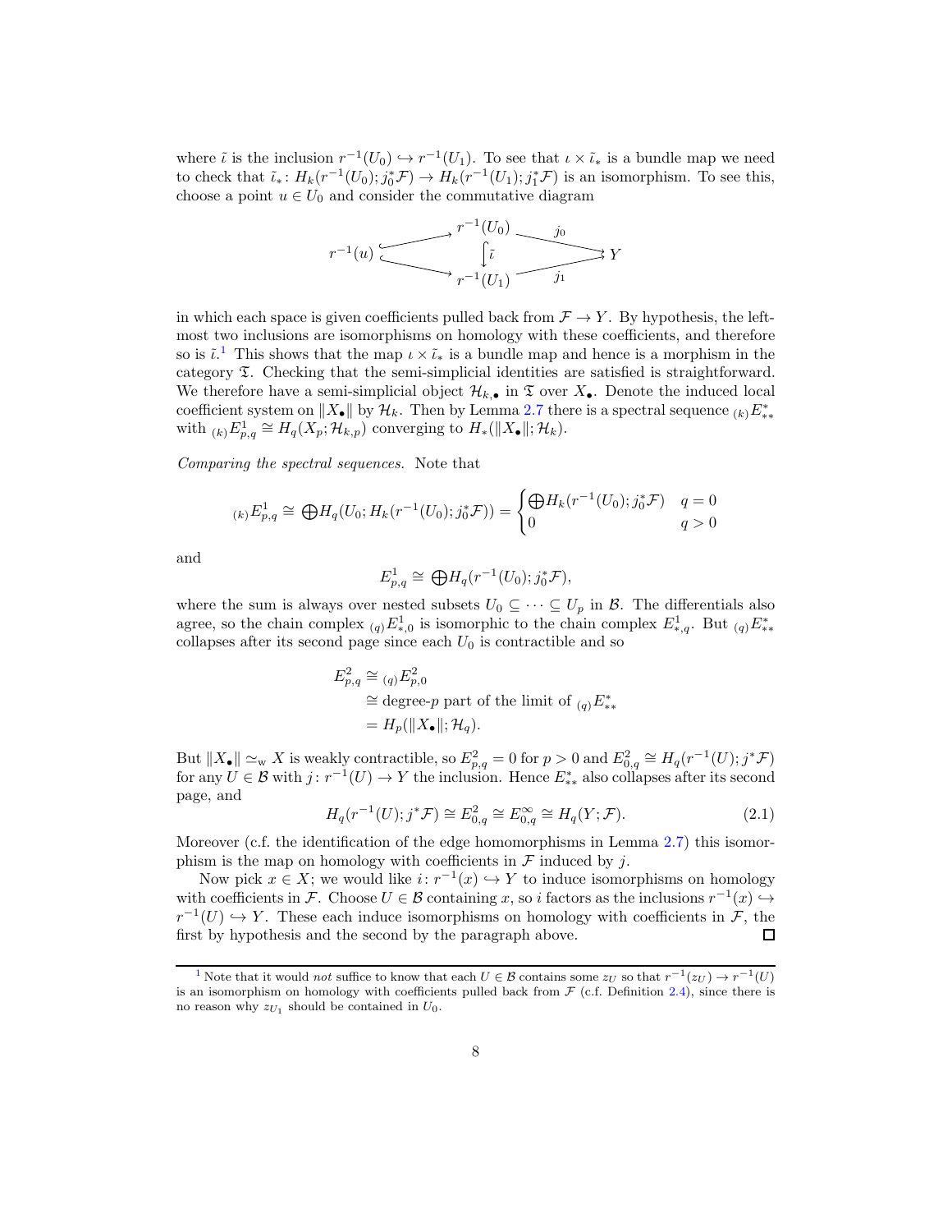where $\tilde{\iota}$ is the inclusion $r^{-1}(U_0) \hookrightarrow r^{-1}(U_1)$. To see that $\iota \times \tilde{\iota}_*$ is a bundle map we need to check that $\tilde{\iota}_*\colon H_k(r^{-1}(U_0); j_0^*\mathcal{F}) \to H_k(r^{-1}(U_1); j_1^*\mathcal{F})$ is an isomorphism. To see this, choose a point $u \in U_0$ and consider the commutative diagram

$$\begin{array}{ccccc} & & r^{-1}(U_0) & \xrightarrow{j_0} & \\ r^{-1}(u) & \nearrow & \downarrow \tilde{\iota} & & Y \\ & \searrow & r^{-1}(U_1) & \xrightarrow{j_1} & \end{array}$$

in which each space is given coefficients pulled back from $\mathcal{F} \to Y$. By hypothesis, the left-most two inclusions are isomorphisms on homology with these coefficients, and therefore so is $\tilde{\iota}$.[1] This shows that the map $\iota \times \tilde{\iota}_*$ is a bundle map and hence is a morphism in the category $\mathfrak{T}$. Checking that the semi-simplicial identities are satisfied is straightforward. We therefore have a semi-simplicial object $\mathcal{H}_{k,\bullet}$ in $\mathfrak{T}$ over $X_\bullet$. Denote the induced local coefficient system on $\|X_\bullet\|$ by $\mathcal{H}_k$. Then by Lemma 2.7 there is a spectral sequence ${}_{(k)}E^*_{**}$ with ${}_{(k)}E^1_{p,q} \cong H_q(X_p; \mathcal{H}_{k,p})$ converging to $H_*(\|X_\bullet\|; \mathcal{H}_k)$.

*Comparing the spectral sequences.* Note that

$${}_{(k)}E^1_{p,q} \cong \bigoplus H_q(U_0; H_k(r^{-1}(U_0); j_0^*\mathcal{F})) = \begin{cases} \bigoplus H_k(r^{-1}(U_0); j_0^*\mathcal{F}) & q = 0 \\ 0 & q > 0 \end{cases}$$

and

$$E^1_{p,q} \cong \bigoplus H_q(r^{-1}(U_0); j_0^*\mathcal{F}),$$

where the sum is always over nested subsets $U_0 \subseteq \cdots \subseteq U_p$ in $\mathcal{B}$. The differentials also agree, so the chain complex ${}_{(q)}E^1_{*,0}$ is isomorphic to the chain complex $E^1_{*,q}$. But ${}_{(q)}E^*_{**}$ collapses after its second page since each $U_0$ is contractible and so

$$\begin{aligned} E^2_{p,q} &\cong {}_{(q)}E^2_{p,0} \\ &\cong \text{degree-}p \text{ part of the limit of } {}_{(q)}E^*_{**} \\ &= H_p(\|X_\bullet\|; \mathcal{H}_q). \end{aligned}$$

But $\|X_\bullet\| \simeq_{\mathrm{w}} X$ is weakly contractible, so $E^2_{p,q} = 0$ for $p > 0$ and $E^2_{0,q} \cong H_q(r^{-1}(U); j^*\mathcal{F})$ for any $U \in \mathcal{B}$ with $j\colon r^{-1}(U) \to Y$ the inclusion. Hence $E^*_{**}$ also collapses after its second page, and

$$H_q(r^{-1}(U); j^*\mathcal{F}) \cong E^2_{0,q} \cong E^\infty_{0,q} \cong H_q(Y; \mathcal{F}). \tag{2.1}$$

Moreover (c.f. the identification of the edge homomorphisms in Lemma 2.7) this isomorphism is the map on homology with coefficients in $\mathcal{F}$ induced by $j$.

Now pick $x \in X$; we would like $i\colon r^{-1}(x) \hookrightarrow Y$ to induce isomorphisms on homology with coefficients in $\mathcal{F}$. Choose $U \in \mathcal{B}$ containing $x$, so $i$ factors as the inclusions $r^{-1}(x) \hookrightarrow r^{-1}(U) \hookrightarrow Y$. These each induce isomorphisms on homology with coefficients in $\mathcal{F}$, the first by hypothesis and the second by the paragraph above. ☐

---

[1] Note that it would *not* suffice to know that each $U \in \mathcal{B}$ contains some $z_U$ so that $r^{-1}(z_U) \to r^{-1}(U)$ is an isomorphism on homology with coefficients pulled back from $\mathcal{F}$ (c.f. Definition 2.4), since there is no reason why $z_{U_1}$ should be contained in $U_0$.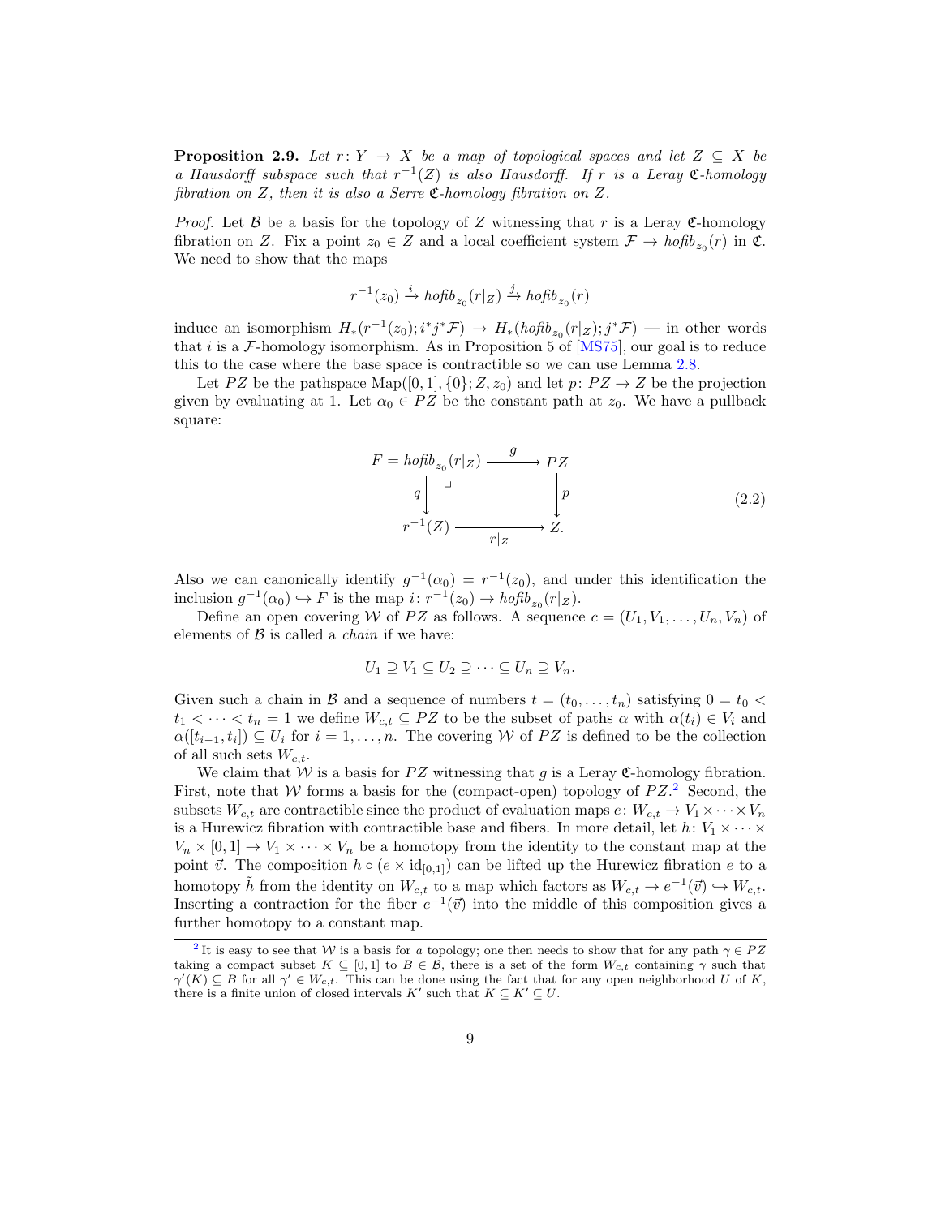**Proposition 2.9.** *Let $r\colon Y \to X$ be a map of topological spaces and let $Z \subseteq X$ be a Hausdorff subspace such that $r^{-1}(Z)$ is also Hausdorff. If $r$ is a Leray $\mathfrak{C}$-homology fibration on $Z$, then it is also a Serre $\mathfrak{C}$-homology fibration on $Z$.*

*Proof.* Let $\mathcal{B}$ be a basis for the topology of $Z$ witnessing that $r$ is a Leray $\mathfrak{C}$-homology fibration on $Z$. Fix a point $z_0 \in Z$ and a local coefficient system $\mathcal{F} \to \mathit{hofib}_{z_0}(r)$ in $\mathfrak{C}$. We need to show that the maps

$$r^{-1}(z_0) \xrightarrow{i} \mathit{hofib}_{z_0}(r|_Z) \xrightarrow{j} \mathit{hofib}_{z_0}(r)$$

induce an isomorphism $H_*(r^{-1}(z_0); i^*j^*\mathcal{F}) \to H_*(\mathit{hofib}_{z_0}(r|_Z); j^*\mathcal{F})$ — in other words that $i$ is a $\mathcal{F}$-homology isomorphism. As in Proposition 5 of [MS75], our goal is to reduce this to the case where the base space is contractible so we can use Lemma 2.8.

Let $PZ$ be the pathspace $\mathrm{Map}([0,1],\{0\};Z,z_0)$ and let $p\colon PZ \to Z$ be the projection given by evaluating at 1. Let $\alpha_0 \in PZ$ be the constant path at $z_0$. We have a pullback square:

$$\begin{array}{ccc} F = \mathit{hofib}_{z_0}(r|_Z) & \xrightarrow{\quad g \quad} & PZ \\ {\scriptstyle q}\big\downarrow & \lrcorner & \big\downarrow{\scriptstyle p} \\ r^{-1}(Z) & \xrightarrow[\quad r|_Z \quad]{} & Z. \end{array} \tag{2.2}$$

Also we can canonically identify $g^{-1}(\alpha_0) = r^{-1}(z_0)$, and under this identification the inclusion $g^{-1}(\alpha_0) \hookrightarrow F$ is the map $i\colon r^{-1}(z_0) \to \mathit{hofib}_{z_0}(r|_Z)$.

Define an open covering $\mathcal{W}$ of $PZ$ as follows. A sequence $c = (U_1, V_1, \ldots, U_n, V_n)$ of elements of $\mathcal{B}$ is called a *chain* if we have:

$$U_1 \supseteq V_1 \subseteq U_2 \supseteq \cdots \subseteq U_n \supseteq V_n.$$

Given such a chain in $\mathcal{B}$ and a sequence of numbers $t = (t_0, \ldots, t_n)$ satisfying $0 = t_0 < t_1 < \cdots < t_n = 1$ we define $W_{c,t} \subseteq PZ$ to be the subset of paths $\alpha$ with $\alpha(t_i) \in V_i$ and $\alpha([t_{i-1}, t_i]) \subseteq U_i$ for $i = 1, \ldots, n$. The covering $\mathcal{W}$ of $PZ$ is defined to be the collection of all such sets $W_{c,t}$.

We claim that $\mathcal{W}$ is a basis for $PZ$ witnessing that $g$ is a Leray $\mathfrak{C}$-homology fibration. First, note that $\mathcal{W}$ forms a basis for the (compact-open) topology of $PZ$.[2] Second, the subsets $W_{c,t}$ are contractible since the product of evaluation maps $e\colon W_{c,t} \to V_1 \times \cdots \times V_n$ is a Hurewicz fibration with contractible base and fibers. In more detail, let $h\colon V_1 \times \cdots \times V_n \times [0,1] \to V_1 \times \cdots \times V_n$ be a homotopy from the identity to the constant map at the point $\vec{v}$. The composition $h \circ (e \times \mathrm{id}_{[0,1]})$ can be lifted up the Hurewicz fibration $e$ to a homotopy $\tilde{h}$ from the identity on $W_{c,t}$ to a map which factors as $W_{c,t} \to e^{-1}(\vec{v}) \hookrightarrow W_{c,t}$. Inserting a contraction for the fiber $e^{-1}(\vec{v})$ into the middle of this composition gives a further homotopy to a constant map.

[2] It is easy to see that $\mathcal{W}$ is a basis for *a* topology; one then needs to show that for any path $\gamma \in PZ$ taking a compact subset $K \subseteq [0,1]$ to $B \in \mathcal{B}$, there is a set of the form $W_{c,t}$ containing $\gamma$ such that $\gamma'(K) \subseteq B$ for all $\gamma' \in W_{c,t}$. This can be done using the fact that for any open neighborhood $U$ of $K$, there is a finite union of closed intervals $K'$ such that $K \subseteq K' \subseteq U$.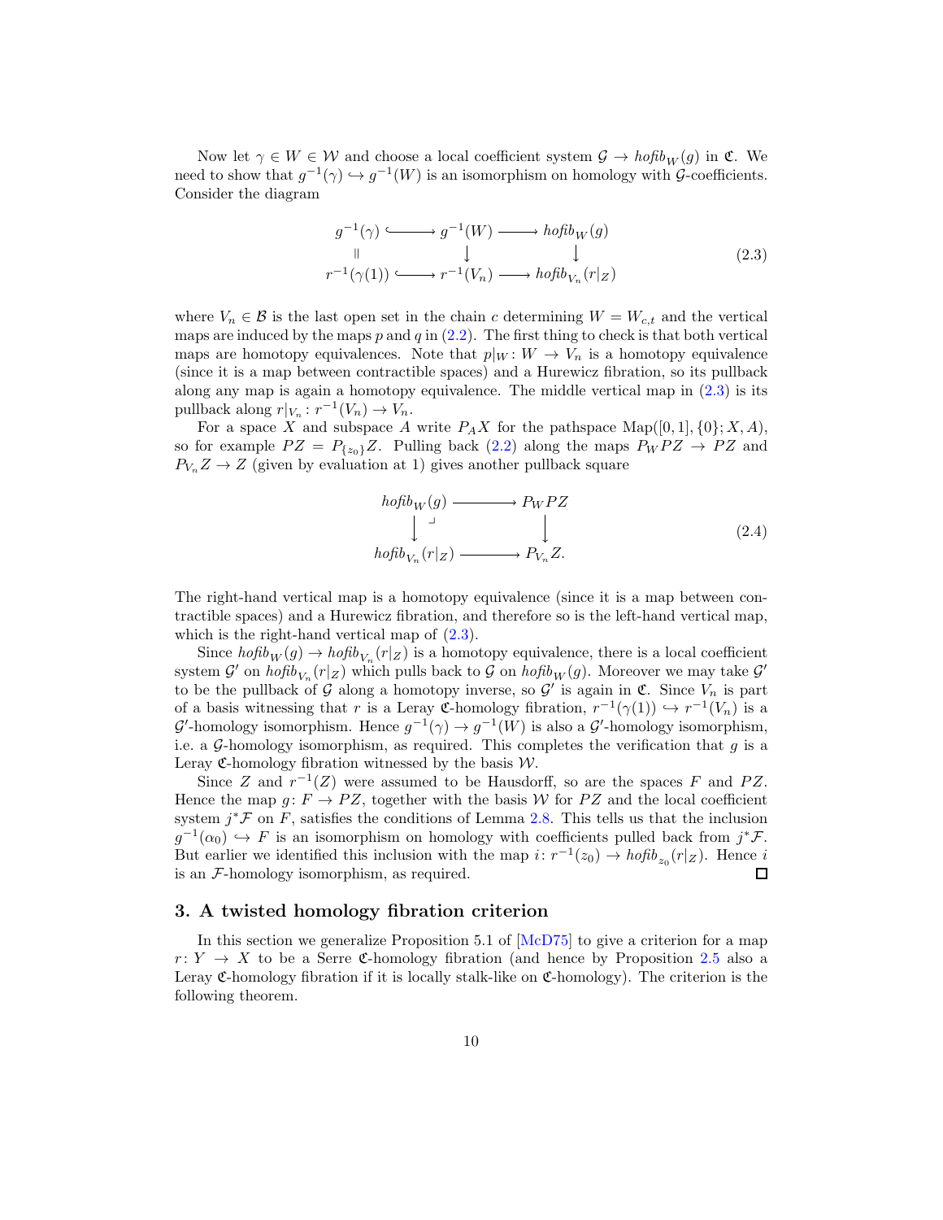Now let $\gamma \in W \in \mathcal{W}$ and choose a local coefficient system $\mathcal{G} \to \mathit{hofib}_W(g)$ in $\mathfrak{C}$. We need to show that $g^{-1}(\gamma) \hookrightarrow g^{-1}(W)$ is an isomorphism on homology with $\mathcal{G}$-coefficients. Consider the diagram

$$
\begin{array}{ccccc}
g^{-1}(\gamma) & \hookrightarrow & g^{-1}(W) & \longrightarrow & \mathit{hofib}_W(g) \\
\| & & \downarrow & & \downarrow \\
r^{-1}(\gamma(1)) & \hookrightarrow & r^{-1}(V_n) & \longrightarrow & \mathit{hofib}_{V_n}(r|_Z)
\end{array}
\tag{2.3}
$$

where $V_n \in \mathcal{B}$ is the last open set in the chain $c$ determining $W = W_{c,t}$ and the vertical maps are induced by the maps $p$ and $q$ in (2.2). The first thing to check is that both vertical maps are homotopy equivalences. Note that $p|_W : W \to V_n$ is a homotopy equivalence (since it is a map between contractible spaces) and a Hurewicz fibration, so its pullback along any map is again a homotopy equivalence. The middle vertical map in (2.3) is its pullback along $r|_{V_n} : r^{-1}(V_n) \to V_n$.

For a space $X$ and subspace $A$ write $P_A X$ for the pathspace $\mathrm{Map}([0,1],\{0\}; X, A)$, so for example $PZ = P_{\{z_0\}}Z$. Pulling back (2.2) along the maps $P_W PZ \to PZ$ and $P_{V_n} Z \to Z$ (given by evaluation at 1) gives another pullback square

$$
\begin{array}{ccc}
\mathit{hofib}_W(g) & \longrightarrow & P_W PZ \\
\downarrow & \lrcorner & \downarrow \\
\mathit{hofib}_{V_n}(r|_Z) & \longrightarrow & P_{V_n} Z.
\end{array}
\tag{2.4}
$$

The right-hand vertical map is a homotopy equivalence (since it is a map between contractible spaces) and a Hurewicz fibration, and therefore so is the left-hand vertical map, which is the right-hand vertical map of (2.3).

Since $\mathit{hofib}_W(g) \to \mathit{hofib}_{V_n}(r|_Z)$ is a homotopy equivalence, there is a local coefficient system $\mathcal{G}'$ on $\mathit{hofib}_{V_n}(r|_Z)$ which pulls back to $\mathcal{G}$ on $\mathit{hofib}_W(g)$. Moreover we may take $\mathcal{G}'$ to be the pullback of $\mathcal{G}$ along a homotopy inverse, so $\mathcal{G}'$ is again in $\mathfrak{C}$. Since $V_n$ is part of a basis witnessing that $r$ is a Leray $\mathfrak{C}$-homology fibration, $r^{-1}(\gamma(1)) \hookrightarrow r^{-1}(V_n)$ is a $\mathcal{G}'$-homology isomorphism. Hence $g^{-1}(\gamma) \to g^{-1}(W)$ is also a $\mathcal{G}'$-homology isomorphism, i.e. a $\mathcal{G}$-homology isomorphism, as required. This completes the verification that $g$ is a Leray $\mathfrak{C}$-homology fibration witnessed by the basis $\mathcal{W}$.

Since $Z$ and $r^{-1}(Z)$ were assumed to be Hausdorff, so are the spaces $F$ and $PZ$. Hence the map $g : F \to PZ$, together with the basis $\mathcal{W}$ for $PZ$ and the local coefficient system $j^*\mathcal{F}$ on $F$, satisfies the conditions of Lemma 2.8. This tells us that the inclusion $g^{-1}(\alpha_0) \hookrightarrow F$ is an isomorphism on homology with coefficients pulled back from $j^*\mathcal{F}$. But earlier we identified this inclusion with the map $i : r^{-1}(z_0) \to \mathit{hofib}_{z_0}(r|_Z)$. Hence $i$ is an $\mathcal{F}$-homology isomorphism, as required. ◻

## 3. A twisted homology fibration criterion

In this section we generalize Proposition 5.1 of [McD75] to give a criterion for a map $r : Y \to X$ to be a Serre $\mathfrak{C}$-homology fibration (and hence by Proposition 2.5 also a Leray $\mathfrak{C}$-homology fibration if it is locally stalk-like on $\mathfrak{C}$-homology). The criterion is the following theorem.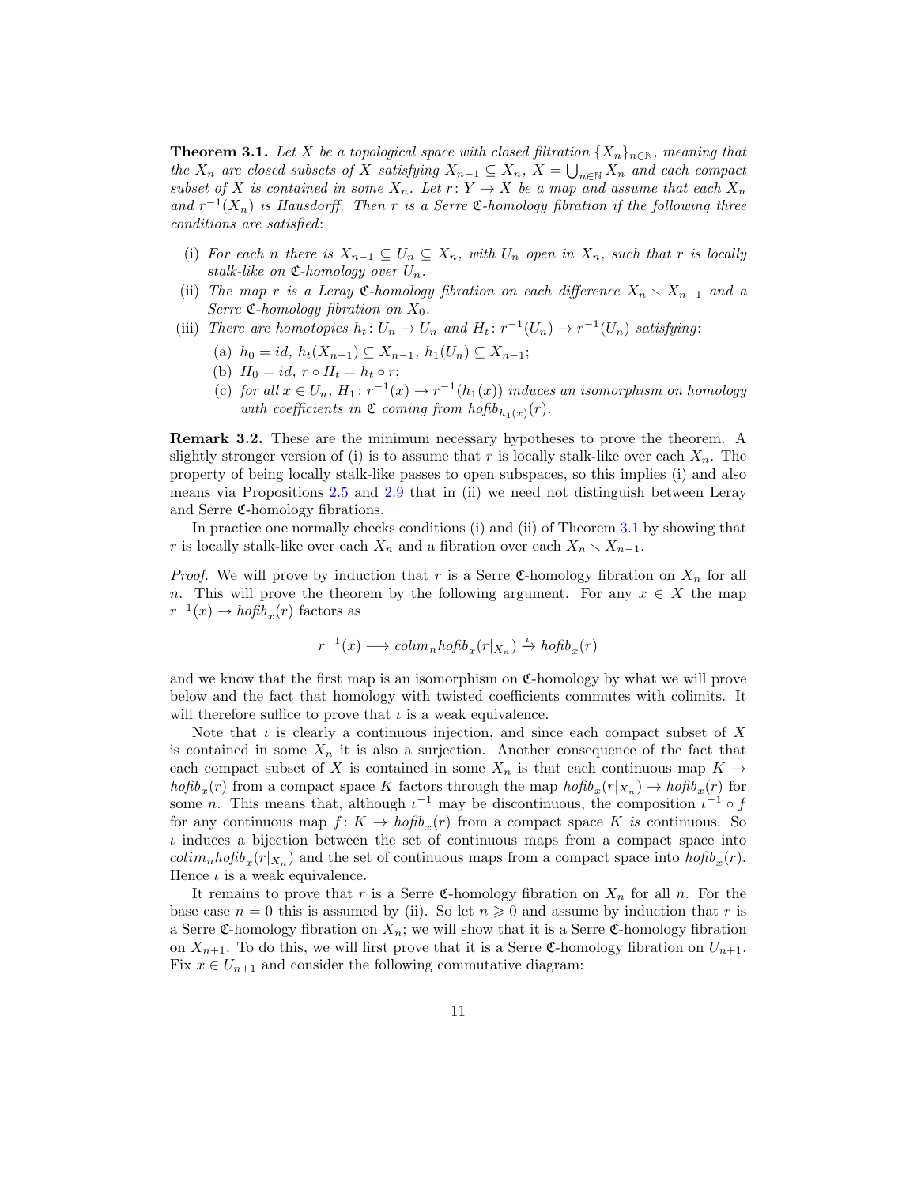**Theorem 3.1.** *Let $X$ be a topological space with closed filtration $\{X_n\}_{n\in\mathbb{N}}$, meaning that the $X_n$ are closed subsets of $X$ satisfying $X_{n-1} \subseteq X_n$, $X = \bigcup_{n\in\mathbb{N}} X_n$ and each compact subset of $X$ is contained in some $X_n$. Let $r\colon Y \to X$ be a map and assume that each $X_n$ and $r^{-1}(X_n)$ is Hausdorff. Then $r$ is a Serre $\mathfrak{C}$-homology fibration if the following three conditions are satisfied:*

- (i) *For each $n$ there is $X_{n-1} \subseteq U_n \subseteq X_n$, with $U_n$ open in $X_n$, such that $r$ is locally stalk-like on $\mathfrak{C}$-homology over $U_n$.*
- (ii) *The map $r$ is a Leray $\mathfrak{C}$-homology fibration on each difference $X_n \smallsetminus X_{n-1}$ and a Serre $\mathfrak{C}$-homology fibration on $X_0$.*
- (iii) *There are homotopies $h_t\colon U_n \to U_n$ and $H_t\colon r^{-1}(U_n) \to r^{-1}(U_n)$ satisfying:*
  - (a) *$h_0 = id$, $h_t(X_{n-1}) \subseteq X_{n-1}$, $h_1(U_n) \subseteq X_{n-1}$;*
  - (b) *$H_0 = id$, $r \circ H_t = h_t \circ r$;*
  - (c) *for all $x \in U_n$, $H_1\colon r^{-1}(x) \to r^{-1}(h_1(x))$ induces an isomorphism on homology with coefficients in $\mathfrak{C}$ coming from $hofib_{h_1(x)}(r)$.*

**Remark 3.2.** These are the minimum necessary hypotheses to prove the theorem. A slightly stronger version of (i) is to assume that $r$ is locally stalk-like over each $X_n$. The property of being locally stalk-like passes to open subspaces, so this implies (i) and also means via Propositions 2.5 and 2.9 that in (ii) we need not distinguish between Leray and Serre $\mathfrak{C}$-homology fibrations.

In practice one normally checks conditions (i) and (ii) of Theorem 3.1 by showing that $r$ is locally stalk-like over each $X_n$ and a fibration over each $X_n \smallsetminus X_{n-1}$.

*Proof.* We will prove by induction that $r$ is a Serre $\mathfrak{C}$-homology fibration on $X_n$ for all $n$. This will prove the theorem by the following argument. For any $x \in X$ the map $r^{-1}(x) \to hofib_x(r)$ factors as

$$r^{-1}(x) \longrightarrow colim_n hofib_x(r|_{X_n}) \xrightarrow{\iota} hofib_x(r)$$

and we know that the first map is an isomorphism on $\mathfrak{C}$-homology by what we will prove below and the fact that homology with twisted coefficients commutes with colimits. It will therefore suffice to prove that $\iota$ is a weak equivalence.

Note that $\iota$ is clearly a continuous injection, and since each compact subset of $X$ is contained in some $X_n$ it is also a surjection. Another consequence of the fact that each compact subset of $X$ is contained in some $X_n$ is that each continuous map $K \to hofib_x(r)$ from a compact space $K$ factors through the map $hofib_x(r|_{X_n}) \to hofib_x(r)$ for some $n$. This means that, although $\iota^{-1}$ may be discontinuous, the composition $\iota^{-1} \circ f$ for any continuous map $f\colon K \to hofib_x(r)$ from a compact space $K$ *is* continuous. So $\iota$ induces a bijection between the set of continuous maps from a compact space into $colim_n hofib_x(r|_{X_n})$ and the set of continuous maps from a compact space into $hofib_x(r)$. Hence $\iota$ is a weak equivalence.

It remains to prove that $r$ is a Serre $\mathfrak{C}$-homology fibration on $X_n$ for all $n$. For the base case $n = 0$ this is assumed by (ii). So let $n \geqslant 0$ and assume by induction that $r$ is a Serre $\mathfrak{C}$-homology fibration on $X_n$; we will show that it is a Serre $\mathfrak{C}$-homology fibration on $X_{n+1}$. To do this, we will first prove that it is a Serre $\mathfrak{C}$-homology fibration on $U_{n+1}$. Fix $x \in U_{n+1}$ and consider the following commutative diagram: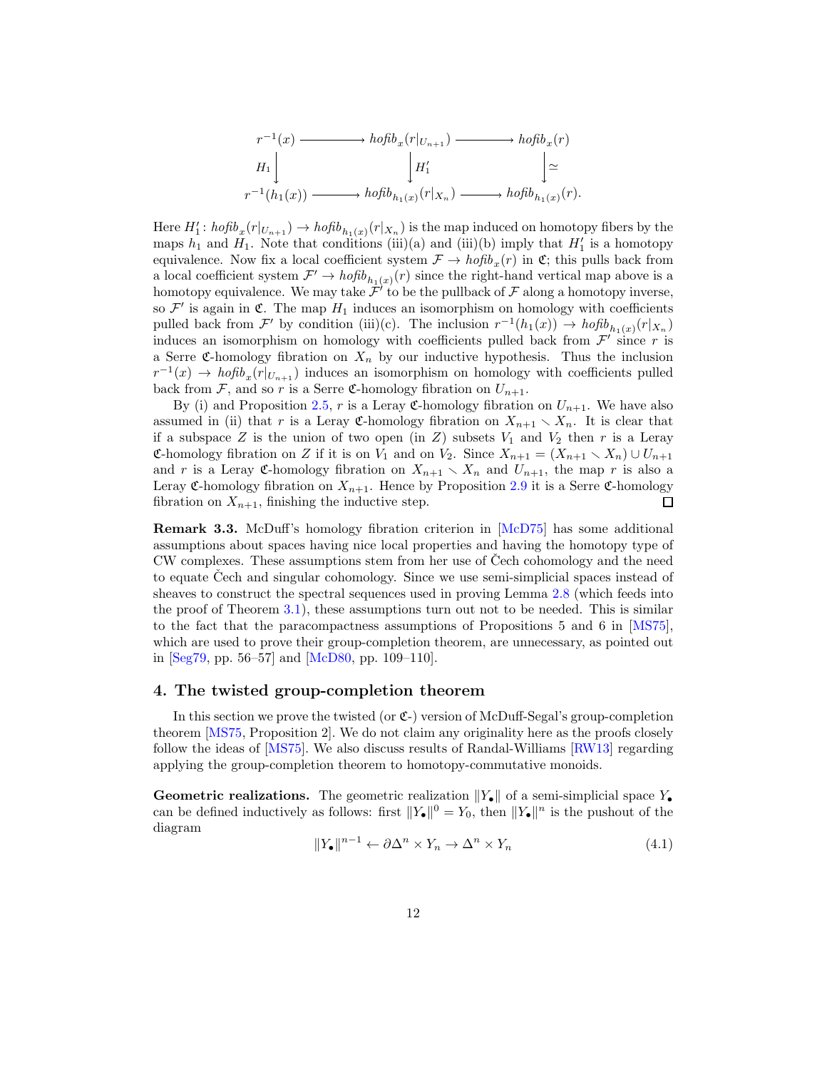$$
\begin{array}{ccccc}
r^{-1}(x) & \longrightarrow & \mathit{hofib}_x(r|_{U_{n+1}}) & \longrightarrow & \mathit{hofib}_x(r) \\
\downarrow{\scriptstyle H_1} & & \downarrow{\scriptstyle H_1'} & & \downarrow{\scriptstyle \simeq} \\
r^{-1}(h_1(x)) & \longrightarrow & \mathit{hofib}_{h_1(x)}(r|_{X_n}) & \longrightarrow & \mathit{hofib}_{h_1(x)}(r).
\end{array}
$$

Here $H_1' \colon \mathit{hofib}_x(r|_{U_{n+1}}) \to \mathit{hofib}_{h_1(x)}(r|_{X_n})$ is the map induced on homotopy fibers by the maps $h_1$ and $H_1$. Note that conditions (iii)(a) and (iii)(b) imply that $H_1'$ is a homotopy equivalence. Now fix a local coefficient system $\mathcal{F} \to \mathit{hofib}_x(r)$ in $\mathfrak{C}$; this pulls back from a local coefficient system $\mathcal{F}' \to \mathit{hofib}_{h_1(x)}(r)$ since the right-hand vertical map above is a homotopy equivalence. We may take $\mathcal{F}'$ to be the pullback of $\mathcal{F}$ along a homotopy inverse, so $\mathcal{F}'$ is again in $\mathfrak{C}$. The map $H_1$ induces an isomorphism on homology with coefficients pulled back from $\mathcal{F}'$ by condition (iii)(c). The inclusion $r^{-1}(h_1(x)) \to \mathit{hofib}_{h_1(x)}(r|_{X_n})$ induces an isomorphism on homology with coefficients pulled back from $\mathcal{F}'$ since $r$ is a Serre $\mathfrak{C}$-homology fibration on $X_n$ by our inductive hypothesis. Thus the inclusion $r^{-1}(x) \to \mathit{hofib}_x(r|_{U_{n+1}})$ induces an isomorphism on homology with coefficients pulled back from $\mathcal{F}$, and so $r$ is a Serre $\mathfrak{C}$-homology fibration on $U_{n+1}$.

By (i) and Proposition 2.5, $r$ is a Leray $\mathfrak{C}$-homology fibration on $U_{n+1}$. We have also assumed in (ii) that $r$ is a Leray $\mathfrak{C}$-homology fibration on $X_{n+1} \smallsetminus X_n$. It is clear that if a subspace $Z$ is the union of two open (in $Z$) subsets $V_1$ and $V_2$ then $r$ is a Leray $\mathfrak{C}$-homology fibration on $Z$ if it is on $V_1$ and on $V_2$. Since $X_{n+1} = (X_{n+1} \smallsetminus X_n) \cup U_{n+1}$ and $r$ is a Leray $\mathfrak{C}$-homology fibration on $X_{n+1} \smallsetminus X_n$ and $U_{n+1}$, the map $r$ is also a Leray $\mathfrak{C}$-homology fibration on $X_{n+1}$. Hence by Proposition 2.9 it is a Serre $\mathfrak{C}$-homology fibration on $X_{n+1}$, finishing the inductive step. □

**Remark 3.3.** McDuff's homology fibration criterion in [McD75] has some additional assumptions about spaces having nice local properties and having the homotopy type of CW complexes. These assumptions stem from her use of Čech cohomology and the need to equate Čech and singular cohomology. Since we use semi-simplicial spaces instead of sheaves to construct the spectral sequences used in proving Lemma 2.8 (which feeds into the proof of Theorem 3.1), these assumptions turn out not to be needed. This is similar to the fact that the paracompactness assumptions of Propositions 5 and 6 in [MS75], which are used to prove their group-completion theorem, are unnecessary, as pointed out in [Seg79, pp. 56–57] and [McD80, pp. 109–110].

## 4. The twisted group-completion theorem

In this section we prove the twisted (or $\mathfrak{C}$-) version of McDuff-Segal's group-completion theorem [MS75, Proposition 2]. We do not claim any originality here as the proofs closely follow the ideas of [MS75]. We also discuss results of Randal-Williams [RW13] regarding applying the group-completion theorem to homotopy-commutative monoids.

**Geometric realizations.** The geometric realization $\|Y_\bullet\|$ of a semi-simplicial space $Y_\bullet$ can be defined inductively as follows: first $\|Y_\bullet\|^0 = Y_0$, then $\|Y_\bullet\|^n$ is the pushout of the diagram

$$\|Y_\bullet\|^{n-1} \leftarrow \partial\Delta^n \times Y_n \to \Delta^n \times Y_n \tag{4.1}$$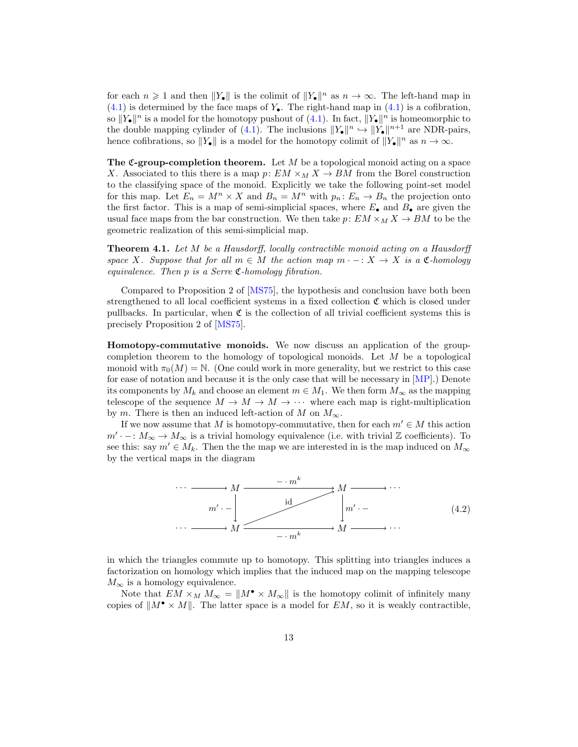for each $n \geqslant 1$ and then $\|Y_\bullet\|$ is the colimit of $\|Y_\bullet\|^n$ as $n \to \infty$. The left-hand map in (4.1) is determined by the face maps of $Y_\bullet$. The right-hand map in (4.1) is a cofibration, so $\|Y_\bullet\|^n$ is a model for the homotopy pushout of (4.1). In fact, $\|Y_\bullet\|^n$ is homeomorphic to the double mapping cylinder of (4.1). The inclusions $\|Y_\bullet\|^n \hookrightarrow \|Y_\bullet\|^{n+1}$ are NDR-pairs, hence cofibrations, so $\|Y_\bullet\|$ is a model for the homotopy colimit of $\|Y_\bullet\|^n$ as $n \to \infty$.

**The $\mathfrak{C}$-group-completion theorem.** Let $M$ be a topological monoid acting on a space $X$. Associated to this there is a map $p\colon EM \times_M X \to BM$ from the Borel construction to the classifying space of the monoid. Explicitly we take the following point-set model for this map. Let $E_n = M^n \times X$ and $B_n = M^n$ with $p_n\colon E_n \to B_n$ the projection onto the first factor. This is a map of semi-simplicial spaces, where $E_\bullet$ and $B_\bullet$ are given the usual face maps from the bar construction. We then take $p\colon EM \times_M X \to BM$ to be the geometric realization of this semi-simplicial map.

**Theorem 4.1.** *Let $M$ be a Hausdorff, locally contractible monoid acting on a Hausdorff space $X$. Suppose that for all $m \in M$ the action map $m \cdot - \colon X \to X$ is a $\mathfrak{C}$-homology equivalence. Then $p$ is a Serre $\mathfrak{C}$-homology fibration.*

Compared to Proposition 2 of [MS75], the hypothesis and conclusion have both been strengthened to all local coefficient systems in a fixed collection $\mathfrak{C}$ which is closed under pullbacks. In particular, when $\mathfrak{C}$ is the collection of all trivial coefficient systems this is precisely Proposition 2 of [MS75].

**Homotopy-commutative monoids.** We now discuss an application of the group-completion theorem to the homology of topological monoids. Let $M$ be a topological monoid with $\pi_0(M) = \mathbb{N}$. (One could work in more generality, but we restrict to this case for ease of notation and because it is the only case that will be necessary in [MP].) Denote its components by $M_k$ and choose an element $m \in M_1$. We then form $M_\infty$ as the mapping telescope of the sequence $M \to M \to M \to \cdots$ where each map is right-multiplication by $m$. There is then an induced left-action of $M$ on $M_\infty$.

If we now assume that $M$ is homotopy-commutative, then for each $m' \in M$ this action $m' \cdot - \colon M_\infty \to M_\infty$ is a trivial homology equivalence (i.e. with trivial $\mathbb{Z}$ coefficients). To see this: say $m' \in M_k$. Then the the map we are interested in is the map induced on $M_\infty$ by the vertical maps in the diagram

$$
\begin{array}{ccccccc}
\cdots \longrightarrow & M & \xrightarrow{\quad - \cdot m^k \quad} & M & \longrightarrow \cdots \\
& {\scriptstyle m' \cdot -}\downarrow & \nearrow{\scriptstyle \mathrm{id}} & \downarrow{\scriptstyle m' \cdot -} & \\
\cdots \longrightarrow & M & \xrightarrow[\quad - \cdot m^k \quad]{} & M & \longrightarrow \cdots
\end{array}
\tag{4.2}
$$

in which the triangles commute up to homotopy. This splitting into triangles induces a factorization on homology which implies that the induced map on the mapping telescope $M_\infty$ is a homology equivalence.

Note that $EM \times_M M_\infty = \|M^\bullet \times M_\infty\|$ is the homotopy colimit of infinitely many copies of $\|M^\bullet \times M\|$. The latter space is a model for $EM$, so it is weakly contractible,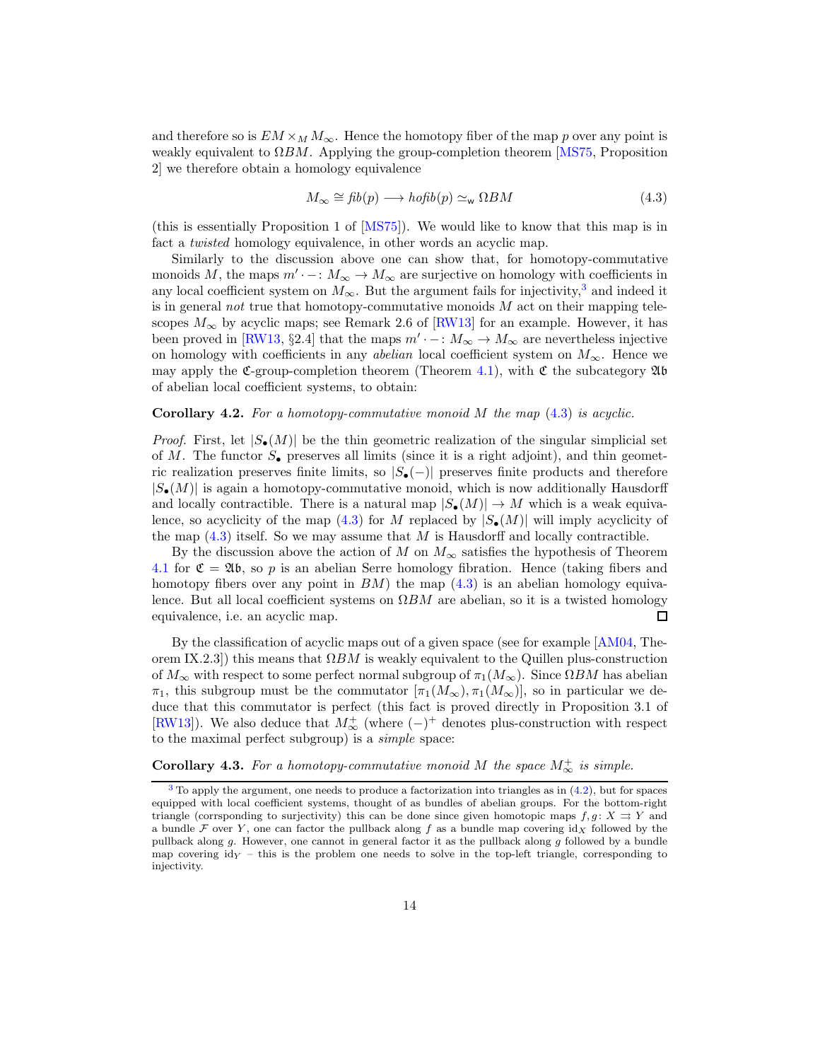and therefore so is $EM \times_M M_\infty$. Hence the homotopy fiber of the map $p$ over any point is weakly equivalent to $\Omega BM$. Applying the group-completion theorem [MS75, Proposition 2] we therefore obtain a homology equivalence

$$M_\infty \cong \mathit{fib}(p) \longrightarrow \mathit{hofib}(p) \simeq_{\mathsf{w}} \Omega BM \tag{4.3}$$

(this is essentially Proposition 1 of [MS75]). We would like to know that this map is in fact a *twisted* homology equivalence, in other words an acyclic map.

Similarly to the discussion above one can show that, for homotopy-commutative monoids $M$, the maps $m' \cdot - \colon M_\infty \to M_\infty$ are surjective on homology with coefficients in any local coefficient system on $M_\infty$. But the argument fails for injectivity,[3] and indeed it is in general *not* true that homotopy-commutative monoids $M$ act on their mapping telescopes $M_\infty$ by acyclic maps; see Remark 2.6 of [RW13] for an example. However, it has been proved in [RW13, §2.4] that the maps $m' \cdot - \colon M_\infty \to M_\infty$ are nevertheless injective on homology with coefficients in any *abelian* local coefficient system on $M_\infty$. Hence we may apply the $\mathfrak{C}$-group-completion theorem (Theorem 4.1), with $\mathfrak{C}$ the subcategory $\mathfrak{Ab}$ of abelian local coefficient systems, to obtain:

**Corollary 4.2.** *For a homotopy-commutative monoid $M$ the map (4.3) is acyclic.*

*Proof.* First, let $|S_\bullet(M)|$ be the thin geometric realization of the singular simplicial set of $M$. The functor $S_\bullet$ preserves all limits (since it is a right adjoint), and thin geometric realization preserves finite limits, so $|S_\bullet(-)|$ preserves finite products and therefore $|S_\bullet(M)|$ is again a homotopy-commutative monoid, which is now additionally Hausdorff and locally contractible. There is a natural map $|S_\bullet(M)| \to M$ which is a weak equivalence, so acyclicity of the map (4.3) for $M$ replaced by $|S_\bullet(M)|$ will imply acyclicity of the map (4.3) itself. So we may assume that $M$ is Hausdorff and locally contractible.

By the discussion above the action of $M$ on $M_\infty$ satisfies the hypothesis of Theorem 4.1 for $\mathfrak{C} = \mathfrak{Ab}$, so $p$ is an abelian Serre homology fibration. Hence (taking fibers and homotopy fibers over any point in $BM$) the map (4.3) is an abelian homology equivalence. But all local coefficient systems on $\Omega BM$ are abelian, so it is a twisted homology equivalence, i.e. an acyclic map. $\square$

By the classification of acyclic maps out of a given space (see for example [AM04, Theorem IX.2.3]) this means that $\Omega BM$ is weakly equivalent to the Quillen plus-construction of $M_\infty$ with respect to some perfect normal subgroup of $\pi_1(M_\infty)$. Since $\Omega BM$ has abelian $\pi_1$, this subgroup must be the commutator $[\pi_1(M_\infty), \pi_1(M_\infty)]$, so in particular we deduce that this commutator is perfect (this fact is proved directly in Proposition 3.1 of [RW13]). We also deduce that $M_\infty^+$ (where $(-)^+$ denotes plus-construction with respect to the maximal perfect subgroup) is a *simple* space:

**Corollary 4.3.** *For a homotopy-commutative monoid $M$ the space $M_\infty^+$ is simple.*

[3] To apply the argument, one needs to produce a factorization into triangles as in (4.2), but for spaces equipped with local coefficient systems, thought of as bundles of abelian groups. For the bottom-right triangle (corrsponding to surjectivity) this can be done since given homotopic maps $f, g \colon X \rightrightarrows Y$ and a bundle $\mathcal{F}$ over $Y$, one can factor the pullback along $f$ as a bundle map covering $\mathrm{id}_X$ followed by the pullback along $g$. However, one cannot in general factor it as the pullback along $g$ followed by a bundle map covering $\mathrm{id}_Y$ – this is the problem one needs to solve in the top-left triangle, corresponding to injectivity.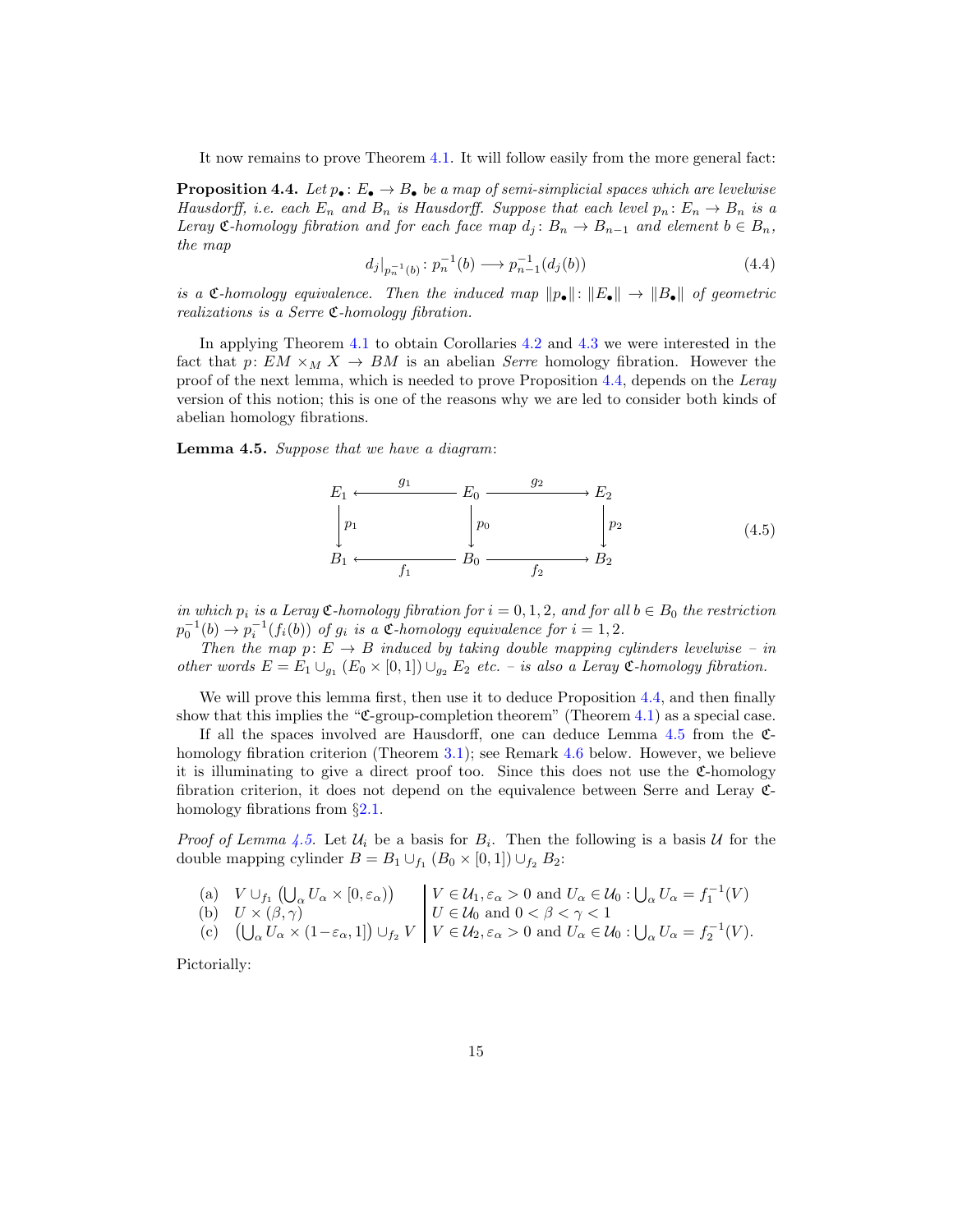It now remains to prove Theorem 4.1. It will follow easily from the more general fact:

**Proposition 4.4.** *Let $p_\bullet \colon E_\bullet \to B_\bullet$ be a map of semi-simplicial spaces which are levelwise Hausdorff, i.e. each $E_n$ and $B_n$ is Hausdorff. Suppose that each level $p_n \colon E_n \to B_n$ is a Leray $\mathfrak{C}$-homology fibration and for each face map $d_j \colon B_n \to B_{n-1}$ and element $b \in B_n$, the map*

$$d_j|_{p_n^{-1}(b)} \colon p_n^{-1}(b) \longrightarrow p_{n-1}^{-1}(d_j(b)) \tag{4.4}$$

*is a $\mathfrak{C}$-homology equivalence. Then the induced map $\|p_\bullet\| \colon \|E_\bullet\| \to \|B_\bullet\|$ of geometric realizations is a Serre $\mathfrak{C}$-homology fibration.*

In applying Theorem 4.1 to obtain Corollaries 4.2 and 4.3 we were interested in the fact that $p \colon EM \times_M X \to BM$ is an abelian *Serre* homology fibration. However the proof of the next lemma, which is needed to prove Proposition 4.4, depends on the *Leray* version of this notion; this is one of the reasons why we are led to consider both kinds of abelian homology fibrations.

**Lemma 4.5.** *Suppose that we have a diagram:*

$$\begin{array}{ccccc}
E_1 & \xleftarrow{\;g_1\;} & E_0 & \xrightarrow{\;g_2\;} & E_2 \\
\downarrow{\scriptstyle p_1} & & \downarrow{\scriptstyle p_0} & & \downarrow{\scriptstyle p_2} \\
B_1 & \xleftarrow[\;f_1\;]{} & B_0 & \xrightarrow[\;f_2\;]{} & B_2
\end{array} \tag{4.5}$$

*in which $p_i$ is a Leray $\mathfrak{C}$-homology fibration for $i = 0, 1, 2$, and for all $b \in B_0$ the restriction $p_0^{-1}(b) \to p_i^{-1}(f_i(b))$ of $g_i$ is a $\mathfrak{C}$-homology equivalence for $i = 1, 2$.*

*Then the map $p \colon E \to B$ induced by taking double mapping cylinders levelwise – in other words $E = E_1 \cup_{g_1} (E_0 \times [0,1]) \cup_{g_2} E_2$ etc. – is also a Leray $\mathfrak{C}$-homology fibration.*

We will prove this lemma first, then use it to deduce Proposition 4.4, and then finally show that this implies the "$\mathfrak{C}$-group-completion theorem" (Theorem 4.1) as a special case.

If all the spaces involved are Hausdorff, one can deduce Lemma 4.5 from the $\mathfrak{C}$-homology fibration criterion (Theorem 3.1); see Remark 4.6 below. However, we believe it is illuminating to give a direct proof too. Since this does not use the $\mathfrak{C}$-homology fibration criterion, it does not depend on the equivalence between Serre and Leray $\mathfrak{C}$-homology fibrations from §2.1.

*Proof of Lemma 4.5.* Let $\mathcal{U}_i$ be a basis for $B_i$. Then the following is a basis $\mathcal{U}$ for the double mapping cylinder $B = B_1 \cup_{f_1} (B_0 \times [0,1]) \cup_{f_2} B_2$:

(a) $V \cup_{f_1} \left(\bigcup_\alpha U_\alpha \times [0, \varepsilon_\alpha)\right)$ $\quad\big|\quad$ $V \in \mathcal{U}_1, \varepsilon_\alpha > 0$ and $U_\alpha \in \mathcal{U}_0 : \bigcup_\alpha U_\alpha = f_1^{-1}(V)$

(b) $U \times (\beta, \gamma)$ $\quad\big|\quad$ $U \in \mathcal{U}_0$ and $0 < \beta < \gamma < 1$

(c) $\left(\bigcup_\alpha U_\alpha \times (1-\varepsilon_\alpha, 1]\right) \cup_{f_2} V$ $\quad\big|\quad$ $V \in \mathcal{U}_2, \varepsilon_\alpha > 0$ and $U_\alpha \in \mathcal{U}_0 : \bigcup_\alpha U_\alpha = f_2^{-1}(V)$.

Pictorially: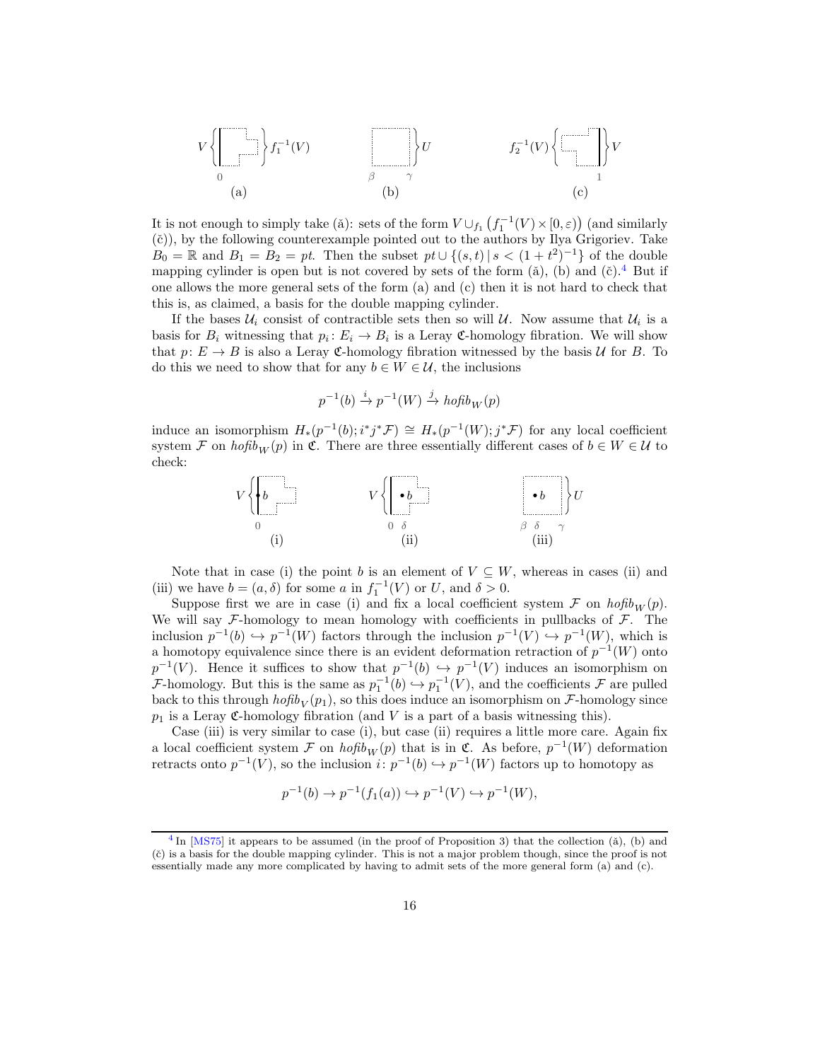$V$ $f_1^{-1}(V)$ 0 (a) $U$ $\beta$ $\gamma$ (b) $f_2^{-1}(V)$ $V$ 1 (c)

It is not enough to simply take (ǎ): sets of the form $V \cup_{f_1} \left(f_1^{-1}(V) \times [0,\varepsilon)\right)$ (and similarly (č)), by the following counterexample pointed out to the authors by Ilya Grigoriev. Take $B_0 = \mathbb{R}$ and $B_1 = B_2 = pt$. Then the subset $pt \cup \{(s,t) \,|\, s < (1+t^2)^{-1}\}$ of the double mapping cylinder is open but is not covered by sets of the form (ǎ), (b) and (č).[4] But if one allows the more general sets of the form (a) and (c) then it is not hard to check that this is, as claimed, a basis for the double mapping cylinder.

If the bases $\mathcal{U}_i$ consist of contractible sets then so will $\mathcal{U}$. Now assume that $\mathcal{U}_i$ is a basis for $B_i$ witnessing that $p_i \colon E_i \to B_i$ is a Leray $\mathfrak{C}$-homology fibration. We will show that $p \colon E \to B$ is also a Leray $\mathfrak{C}$-homology fibration witnessed by the basis $\mathcal{U}$ for $B$. To do this we need to show that for any $b \in W \in \mathcal{U}$, the inclusions

$$p^{-1}(b) \xrightarrow{i} p^{-1}(W) \xrightarrow{j} \mathit{hofib}_W(p)$$

induce an isomorphism $H_*(p^{-1}(b); i^*j^*\mathcal{F}) \cong H_*(p^{-1}(W); j^*\mathcal{F})$ for any local coefficient system $\mathcal{F}$ on $\mathit{hofib}_W(p)$ in $\mathfrak{C}$. There are three essentially different cases of $b \in W \in \mathcal{U}$ to check:

$V$ $b$ 0 (i) $V$ $b$ 0 $\delta$ (ii) $b$ $U$ $\beta$ $\delta$ $\gamma$ (iii)

Note that in case (i) the point $b$ is an element of $V \subseteq W$, whereas in cases (ii) and (iii) we have $b = (a, \delta)$ for some $a$ in $f_1^{-1}(V)$ or $U$, and $\delta > 0$.

Suppose first we are in case (i) and fix a local coefficient system $\mathcal{F}$ on $\mathit{hofib}_W(p)$. We will say $\mathcal{F}$-homology to mean homology with coefficients in pullbacks of $\mathcal{F}$. The inclusion $p^{-1}(b) \hookrightarrow p^{-1}(W)$ factors through the inclusion $p^{-1}(V) \hookrightarrow p^{-1}(W)$, which is a homotopy equivalence since there is an evident deformation retraction of $p^{-1}(W)$ onto $p^{-1}(V)$. Hence it suffices to show that $p^{-1}(b) \hookrightarrow p^{-1}(V)$ induces an isomorphism on $\mathcal{F}$-homology. But this is the same as $p_1^{-1}(b) \hookrightarrow p_1^{-1}(V)$, and the coefficients $\mathcal{F}$ are pulled back to this through $\mathit{hofib}_V(p_1)$, so this does induce an isomorphism on $\mathcal{F}$-homology since $p_1$ is a Leray $\mathfrak{C}$-homology fibration (and $V$ is a part of a basis witnessing this).

Case (iii) is very similar to case (i), but case (ii) requires a little more care. Again fix a local coefficient system $\mathcal{F}$ on $\mathit{hofib}_W(p)$ that is in $\mathfrak{C}$. As before, $p^{-1}(W)$ deformation retracts onto $p^{-1}(V)$, so the inclusion $i \colon p^{-1}(b) \hookrightarrow p^{-1}(W)$ factors up to homotopy as

$$p^{-1}(b) \to p^{-1}(f_1(a)) \hookrightarrow p^{-1}(V) \hookrightarrow p^{-1}(W),$$

[4] In [MS75] it appears to be assumed (in the proof of Proposition 3) that the collection (ǎ), (b) and (č) is a basis for the double mapping cylinder. This is not a major problem though, since the proof is not essentially made any more complicated by having to admit sets of the more general form (a) and (c).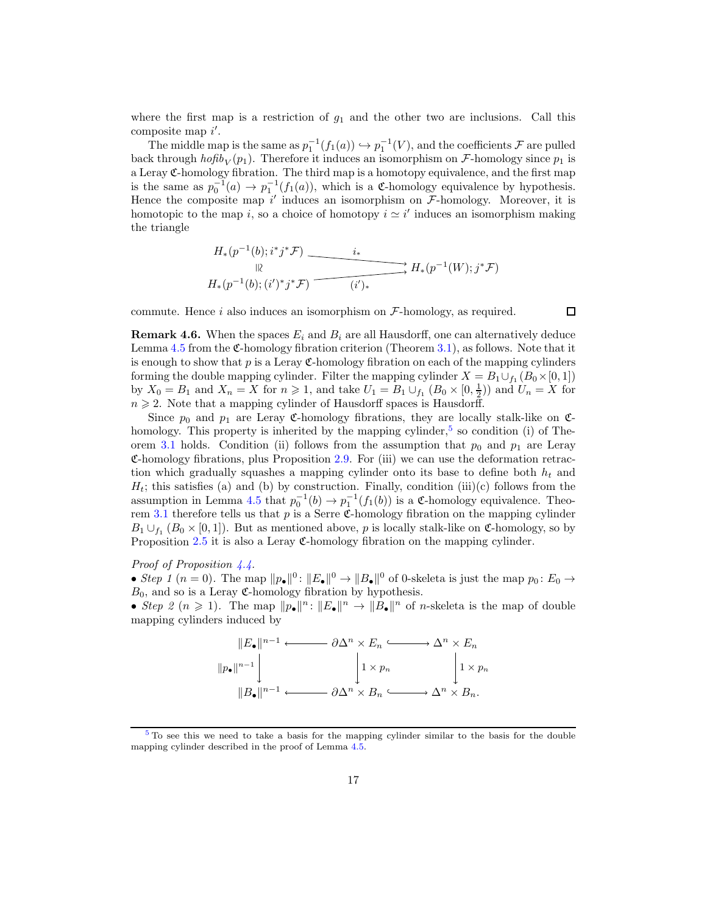where the first map is a restriction of $g_1$ and the other two are inclusions. Call this composite map $i'$.

The middle map is the same as $p_1^{-1}(f_1(a)) \hookrightarrow p_1^{-1}(V)$, and the coefficients $\mathcal{F}$ are pulled back through $\mathit{hofib}_V(p_1)$. Therefore it induces an isomorphism on $\mathcal{F}$-homology since $p_1$ is a Leray $\mathfrak{C}$-homology fibration. The third map is a homotopy equivalence, and the first map is the same as $p_0^{-1}(a) \to p_1^{-1}(f_1(a))$, which is a $\mathfrak{C}$-homology equivalence by hypothesis. Hence the composite map $i'$ induces an isomorphism on $\mathcal{F}$-homology. Moreover, it is homotopic to the map $i$, so a choice of homotopy $i \simeq i'$ induces an isomorphism making the triangle

$$\begin{array}{ccc} H_*(p^{-1}(b); i^*j^*\mathcal{F}) & \xrightarrow{\quad i_* \quad} & \\ \wr\Vert & & H_*(p^{-1}(W); j^*\mathcal{F}) \\ H_*(p^{-1}(b); (i')^*j^*\mathcal{F}) & \xrightarrow{\quad (i')_* \quad} & \end{array}$$

commute. Hence $i$ also induces isomorphism on $\mathcal{F}$-homology, as required. □

**Remark 4.6.** When the spaces $E_i$ and $B_i$ are all Hausdorff, one can alternatively deduce Lemma 4.5 from the $\mathfrak{C}$-homology fibration criterion (Theorem 3.1), as follows. Note that it is enough to show that $p$ is a Leray $\mathfrak{C}$-homology fibration on each of the mapping cylinders forming the double mapping cylinder. Filter the mapping cylinder $X = B_1 \cup_{f_1} (B_0 \times [0,1])$ by $X_0 = B_1$ and $X_n = X$ for $n \geqslant 1$, and take $U_1 = B_1 \cup_{f_1} (B_0 \times [0, \frac{1}{2}))$ and $U_n = X$ for $n \geqslant 2$. Note that a mapping cylinder of Hausdorff spaces is Hausdorff.

Since $p_0$ and $p_1$ are Leray $\mathfrak{C}$-homology fibrations, they are locally stalk-like on $\mathfrak{C}$-homology. This property is inherited by the mapping cylinder,[5] so condition (i) of Theorem 3.1 holds. Condition (ii) follows from the assumption that $p_0$ and $p_1$ are Leray $\mathfrak{C}$-homology fibrations, plus Proposition 2.9. For (iii) we can use the deformation retraction which gradually squashes a mapping cylinder onto its base to define both $h_t$ and $H_t$; this satisfies (a) and (b) by construction. Finally, condition (iii)(c) follows from the assumption in Lemma 4.5 that $p_0^{-1}(b) \to p_1^{-1}(f_1(b))$ is a $\mathfrak{C}$-homology equivalence. Theorem 3.1 therefore tells us that $p$ is a Serre $\mathfrak{C}$-homology fibration on the mapping cylinder $B_1 \cup_{f_1} (B_0 \times [0,1])$. But as mentioned above, $p$ is locally stalk-like on $\mathfrak{C}$-homology, so by Proposition 2.5 it is also a Leray $\mathfrak{C}$-homology fibration on the mapping cylinder.

*Proof of Proposition 4.4.*
- *Step 1* ($n = 0$). The map $\|p_\bullet\|^0 \colon \|E_\bullet\|^0 \to \|B_\bullet\|^0$ of 0-skeleta is just the map $p_0 \colon E_0 \to B_0$, and so is a Leray $\mathfrak{C}$-homology fibration by hypothesis.
- *Step 2* ($n \geqslant 1$). The map $\|p_\bullet\|^n \colon \|E_\bullet\|^n \to \|B_\bullet\|^n$ of $n$-skeleta is the map of double mapping cylinders induced by

$$\begin{array}{ccccc} \|E_\bullet\|^{n-1} & \longleftarrow & \partial\Delta^n \times E_n & \hookrightarrow & \Delta^n \times E_n \\ \Big\downarrow {\scriptstyle \|p_\bullet\|^{n-1}} & & \Big\downarrow {\scriptstyle 1 \times p_n} & & \Big\downarrow {\scriptstyle 1 \times p_n} \\ \|B_\bullet\|^{n-1} & \longleftarrow & \partial\Delta^n \times B_n & \hookrightarrow & \Delta^n \times B_n. \end{array}$$

[5] To see this we need to take a basis for the mapping cylinder similar to the basis for the double mapping cylinder described in the proof of Lemma 4.5.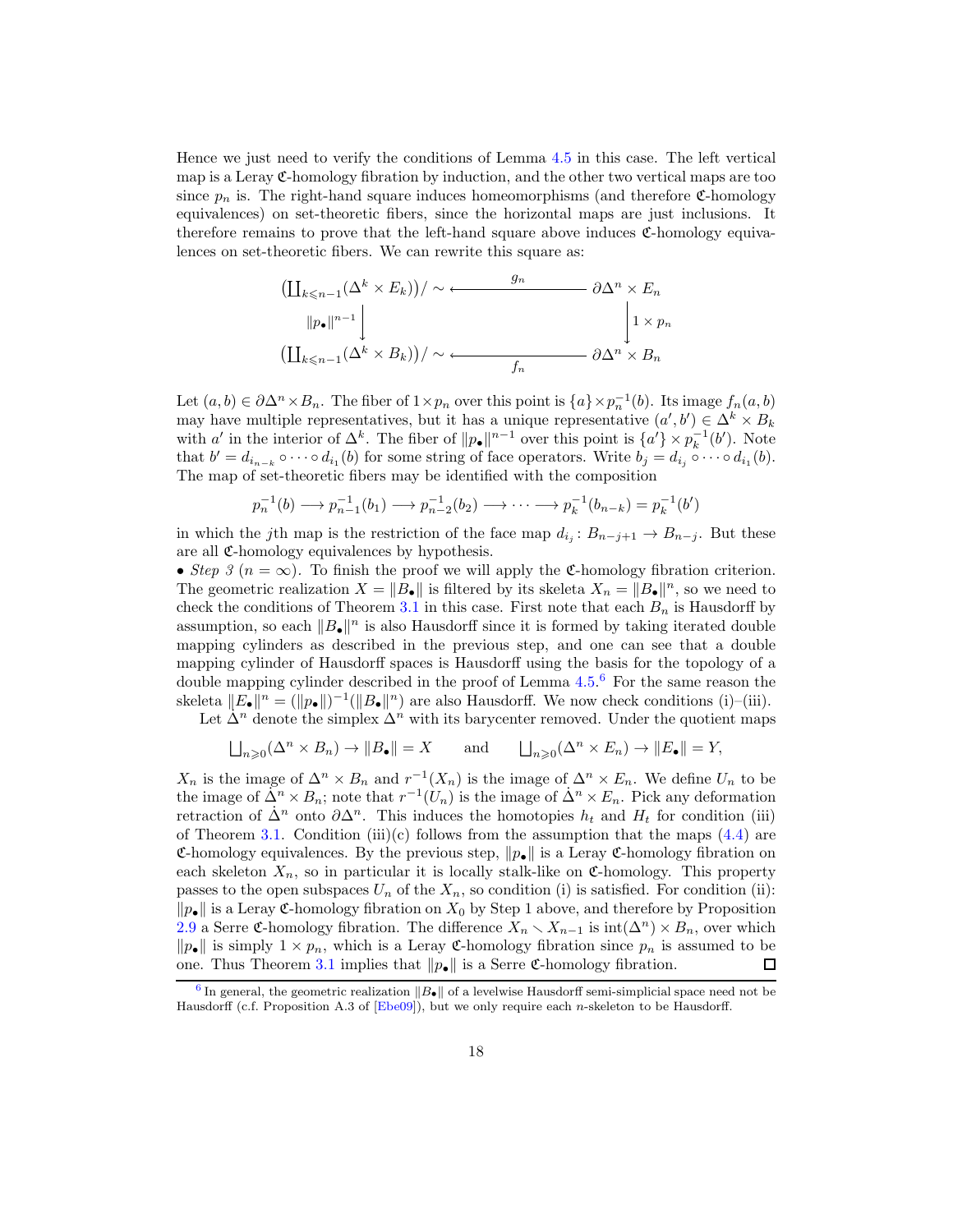Hence we just need to verify the conditions of Lemma 4.5 in this case. The left vertical map is a Leray $\mathfrak{C}$-homology fibration by induction, and the other two vertical maps are too since $p_n$ is. The right-hand square induces homeomorphisms (and therefore $\mathfrak{C}$-homology equivalences) on set-theoretic fibers, since the horizontal maps are just inclusions. It therefore remains to prove that the left-hand square above induces $\mathfrak{C}$-homology equivalences on set-theoretic fibers. We can rewrite this square as:

$$\begin{array}{ccc}
\left(\coprod_{k\leqslant n-1}(\Delta^k \times E_k)\right)/\sim & \xleftarrow{\quad g_n \quad} & \partial\Delta^n \times E_n \\
\Big\downarrow \|p_\bullet\|^{n-1} & & \Big\downarrow 1\times p_n \\
\left(\coprod_{k\leqslant n-1}(\Delta^k \times B_k)\right)/\sim & \xleftarrow[\quad f_n \quad]{} & \partial\Delta^n \times B_n
\end{array}$$

Let $(a,b) \in \partial\Delta^n \times B_n$. The fiber of $1\times p_n$ over this point is $\{a\}\times p_n^{-1}(b)$. Its image $f_n(a,b)$ may have multiple representatives, but it has a unique representative $(a',b') \in \Delta^k \times B_k$ with $a'$ in the interior of $\Delta^k$. The fiber of $\|p_\bullet\|^{n-1}$ over this point is $\{a'\}\times p_k^{-1}(b')$. Note that $b' = d_{i_{n-k}} \circ \cdots \circ d_{i_1}(b)$ for some string of face operators. Write $b_j = d_{i_j} \circ \cdots \circ d_{i_1}(b)$. The map of set-theoretic fibers may be identified with the composition

$$p_n^{-1}(b) \longrightarrow p_{n-1}^{-1}(b_1) \longrightarrow p_{n-2}^{-1}(b_2) \longrightarrow \cdots \longrightarrow p_k^{-1}(b_{n-k}) = p_k^{-1}(b')$$

in which the $j$th map is the restriction of the face map $d_{i_j}\colon B_{n-j+1} \to B_{n-j}$. But these are all $\mathfrak{C}$-homology equivalences by hypothesis.

• *Step 3* ($n=\infty$). To finish the proof we will apply the $\mathfrak{C}$-homology fibration criterion. The geometric realization $X = \|B_\bullet\|$ is filtered by its skeleta $X_n = \|B_\bullet\|^n$, so we need to check the conditions of Theorem 3.1 in this case. First note that each $B_n$ is Hausdorff by assumption, so each $\|B_\bullet\|^n$ is also Hausdorff since it is formed by taking iterated double mapping cylinders as described in the previous step, and one can see that a double mapping cylinder of Hausdorff spaces is Hausdorff using the basis for the topology of a double mapping cylinder described in the proof of Lemma 4.5.[6] For the same reason the skeleta $\|E_\bullet\|^n = (\|p_\bullet\|)^{-1}(\|B_\bullet\|^n)$ are also Hausdorff. We now check conditions (i)–(iii).

Let $\dot{\Delta}^n$ denote the simplex $\Delta^n$ with its barycenter removed. Under the quotient maps

$$\textstyle\bigsqcup_{n\geqslant 0}(\Delta^n \times B_n) \to \|B_\bullet\| = X \qquad \text{and} \qquad \bigsqcup_{n\geqslant 0}(\Delta^n \times E_n) \to \|E_\bullet\| = Y,$$

$X_n$ is the image of $\Delta^n \times B_n$ and $r^{-1}(X_n)$ is the image of $\Delta^n \times E_n$. We define $U_n$ to be the image of $\dot{\Delta}^n \times B_n$; note that $r^{-1}(U_n)$ is the image of $\dot{\Delta}^n \times E_n$. Pick any deformation retraction of $\dot{\Delta}^n$ onto $\partial\Delta^n$. This induces the homotopies $h_t$ and $H_t$ for condition (iii) of Theorem 3.1. Condition (iii)(c) follows from the assumption that the maps (4.4) are $\mathfrak{C}$-homology equivalences. By the previous step, $\|p_\bullet\|$ is a Leray $\mathfrak{C}$-homology fibration on each skeleton $X_n$, so in particular it is locally stalk-like on $\mathfrak{C}$-homology. This property passes to the open subspaces $U_n$ of the $X_n$, so condition (i) is satisfied. For condition (ii): $\|p_\bullet\|$ is a Leray $\mathfrak{C}$-homology fibration on $X_0$ by Step 1 above, and therefore by Proposition 2.9 a Serre $\mathfrak{C}$-homology fibration. The difference $X_n \smallsetminus X_{n-1}$ is $\mathrm{int}(\Delta^n)\times B_n$, over which $\|p_\bullet\|$ is simply $1\times p_n$, which is a Leray $\mathfrak{C}$-homology fibration since $p_n$ is assumed to be one. Thus Theorem 3.1 implies that $\|p_\bullet\|$ is a Serre $\mathfrak{C}$-homology fibration. ◻

[6] In general, the geometric realization $\|B_\bullet\|$ of a levelwise Hausdorff semi-simplicial space need not be Hausdorff (c.f. Proposition A.3 of [Ebe09]), but we only require each $n$-skeleton to be Hausdorff.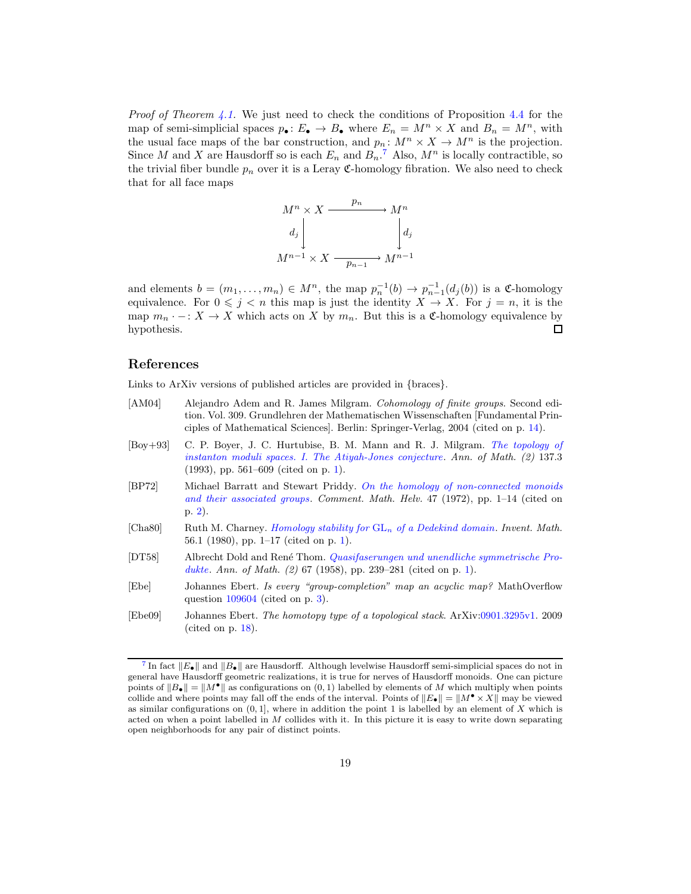*Proof of Theorem 4.1.* We just need to check the conditions of Proposition 4.4 for the map of semi-simplicial spaces $p_\bullet \colon E_\bullet \to B_\bullet$ where $E_n = M^n \times X$ and $B_n = M^n$, with the usual face maps of the bar construction, and $p_n \colon M^n \times X \to M^n$ is the projection. Since $M$ and $X$ are Hausdorff so is each $E_n$ and $B_n$.[7] Also, $M^n$ is locally contractible, so the trivial fiber bundle $p_n$ over it is a Leray $\mathfrak{C}$-homology fibration. We also need to check that for all face maps

$$\begin{array}{ccc} M^n \times X & \xrightarrow{p_n} & M^n \\ \downarrow{\scriptstyle d_j} & & \downarrow{\scriptstyle d_j} \\ M^{n-1} \times X & \xrightarrow[p_{n-1}]{} & M^{n-1} \end{array}$$

and elements $b = (m_1, \ldots, m_n) \in M^n$, the map $p_n^{-1}(b) \to p_{n-1}^{-1}(d_j(b))$ is a $\mathfrak{C}$-homology equivalence. For $0 \leqslant j < n$ this map is just the identity $X \to X$. For $j = n$, it is the map $m_n \cdot - \colon X \to X$ which acts on $X$ by $m_n$. But this is a $\mathfrak{C}$-homology equivalence by hypothesis. ☐

## References

Links to ArXiv versions of published articles are provided in {braces}.

[AM04] Alejandro Adem and R. James Milgram. *Cohomology of finite groups*. Second edition. Vol. 309. Grundlehren der Mathematischen Wissenschaften [Fundamental Principles of Mathematical Sciences]. Berlin: Springer-Verlag, 2004 (cited on p. 14).

[Boy+93] C. P. Boyer, J. C. Hurtubise, B. M. Mann and R. J. Milgram. *The topology of instanton moduli spaces. I. The Atiyah-Jones conjecture*. *Ann. of Math. (2)* 137.3 (1993), pp. 561–609 (cited on p. 1).

[BP72] Michael Barratt and Stewart Priddy. *On the homology of non-connected monoids and their associated groups*. *Comment. Math. Helv.* 47 (1972), pp. 1–14 (cited on p. 2).

[Cha80] Ruth M. Charney. *Homology stability for* $\mathrm{GL}_n$ *of a Dedekind domain*. *Invent. Math.* 56.1 (1980), pp. 1–17 (cited on p. 1).

[DT58] Albrecht Dold and René Thom. *Quasifaserungen und unendliche symmetrische Produkte*. *Ann. of Math. (2)* 67 (1958), pp. 239–281 (cited on p. 1).

[Ebe] Johannes Ebert. *Is every "group-completion" map an acyclic map?* MathOverflow question 109604 (cited on p. 3).

[Ebe09] Johannes Ebert. *The homotopy type of a topological stack*. ArXiv:0901.3295v1. 2009 (cited on p. 18).

[7] In fact $\|E_\bullet\|$ and $\|B_\bullet\|$ are Hausdorff. Although levelwise Hausdorff semi-simplicial spaces do not in general have Hausdorff geometric realizations, it is true for nerves of Hausdorff monoids. One can picture points of $\|B_\bullet\| = \|M^\bullet\|$ as configurations on $(0, 1)$ labelled by elements of $M$ which multiply when points collide and where points may fall off the ends of the interval. Points of $\|E_\bullet\| = \|M^\bullet \times X\|$ may be viewed as similar configurations on $(0, 1]$, where in addition the point 1 is labelled by an element of $X$ which is acted on when a point labelled in $M$ collides with it. In this picture it is easy to write down separating open neighborhoods for any pair of distinct points.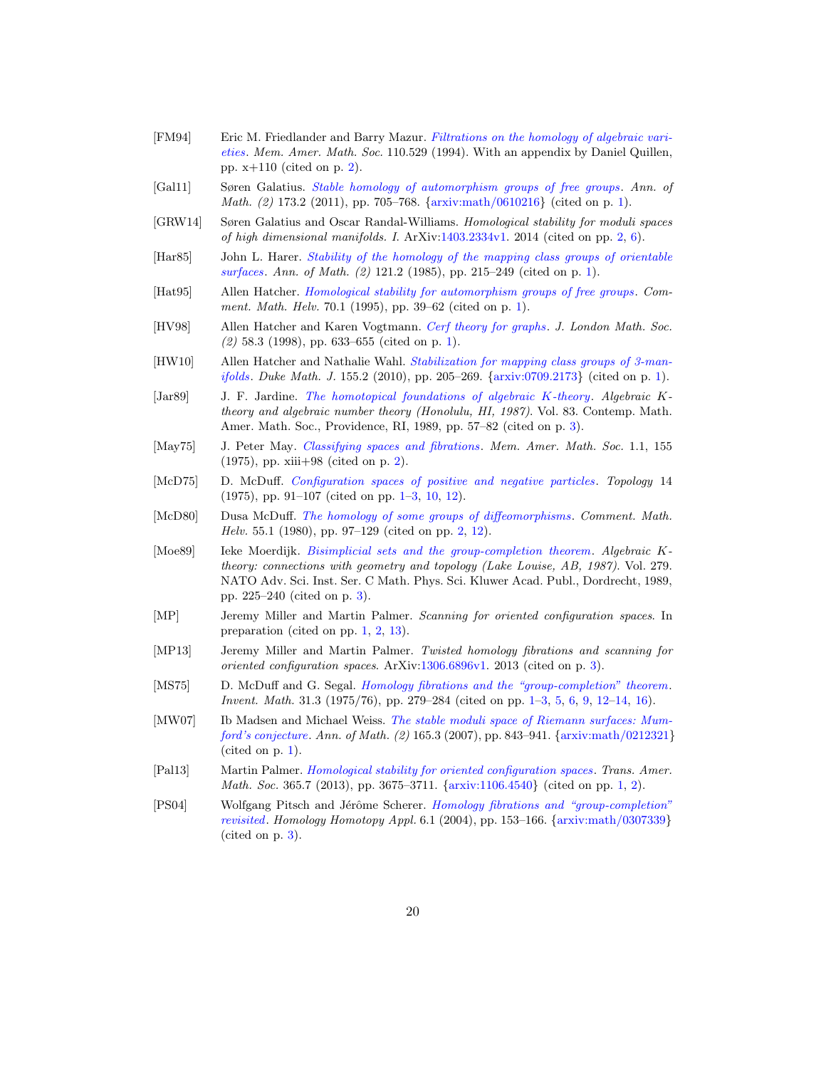[FM94] Eric M. Friedlander and Barry Mazur. *Filtrations on the homology of algebraic varieties*. *Mem. Amer. Math. Soc.* 110.529 (1994). With an appendix by Daniel Quillen, pp. x+110 (cited on p. 2).

[Gal11] Søren Galatius. *Stable homology of automorphism groups of free groups*. *Ann. of Math. (2)* 173.2 (2011), pp. 705–768. {arxiv:math/0610216} (cited on p. 1).

[GRW14] Søren Galatius and Oscar Randal-Williams. *Homological stability for moduli spaces of high dimensional manifolds. I.* ArXiv:1403.2334v1. 2014 (cited on pp. 2, 6).

[Har85] John L. Harer. *Stability of the homology of the mapping class groups of orientable surfaces*. *Ann. of Math. (2)* 121.2 (1985), pp. 215–249 (cited on p. 1).

[Hat95] Allen Hatcher. *Homological stability for automorphism groups of free groups*. *Comment. Math. Helv.* 70.1 (1995), pp. 39–62 (cited on p. 1).

[HV98] Allen Hatcher and Karen Vogtmann. *Cerf theory for graphs*. *J. London Math. Soc. (2)* 58.3 (1998), pp. 633–655 (cited on p. 1).

[HW10] Allen Hatcher and Nathalie Wahl. *Stabilization for mapping class groups of 3-manifolds*. *Duke Math. J.* 155.2 (2010), pp. 205–269. {arxiv:0709.2173} (cited on p. 1).

[Jar89] J. F. Jardine. *The homotopical foundations of algebraic K-theory*. *Algebraic K-theory and algebraic number theory (Honolulu, HI, 1987)*. Vol. 83. Contemp. Math. Amer. Math. Soc., Providence, RI, 1989, pp. 57–82 (cited on p. 3).

[May75] J. Peter May. *Classifying spaces and fibrations*. *Mem. Amer. Math. Soc.* 1.1, 155 (1975), pp. xiii+98 (cited on p. 2).

[McD75] D. McDuff. *Configuration spaces of positive and negative particles*. *Topology* 14 (1975), pp. 91–107 (cited on pp. 1–3, 10, 12).

[McD80] Dusa McDuff. *The homology of some groups of diffeomorphisms*. *Comment. Math. Helv.* 55.1 (1980), pp. 97–129 (cited on pp. 2, 12).

[Moe89] Ieke Moerdijk. *Bisimplicial sets and the group-completion theorem*. *Algebraic K-theory: connections with geometry and topology (Lake Louise, AB, 1987)*. Vol. 279. NATO Adv. Sci. Inst. Ser. C Math. Phys. Sci. Kluwer Acad. Publ., Dordrecht, 1989, pp. 225–240 (cited on p. 3).

[MP] Jeremy Miller and Martin Palmer. *Scanning for oriented configuration spaces*. In preparation (cited on pp. 1, 2, 13).

[MP13] Jeremy Miller and Martin Palmer. *Twisted homology fibrations and scanning for oriented configuration spaces*. ArXiv:1306.6896v1. 2013 (cited on p. 3).

[MS75] D. McDuff and G. Segal. *Homology fibrations and the "group-completion" theorem*. *Invent. Math.* 31.3 (1975/76), pp. 279–284 (cited on pp. 1–3, 5, 6, 9, 12–14, 16).

[MW07] Ib Madsen and Michael Weiss. *The stable moduli space of Riemann surfaces: Mumford's conjecture*. *Ann. of Math. (2)* 165.3 (2007), pp. 843–941. {arxiv:math/0212321} (cited on p. 1).

[Pal13] Martin Palmer. *Homological stability for oriented configuration spaces*. *Trans. Amer. Math. Soc.* 365.7 (2013), pp. 3675–3711. {arxiv:1106.4540} (cited on pp. 1, 2).

[PS04] Wolfgang Pitsch and Jérôme Scherer. *Homology fibrations and "group-completion" revisited*. *Homology Homotopy Appl.* 6.1 (2004), pp. 153–166. {arxiv:math/0307339} (cited on p. 3).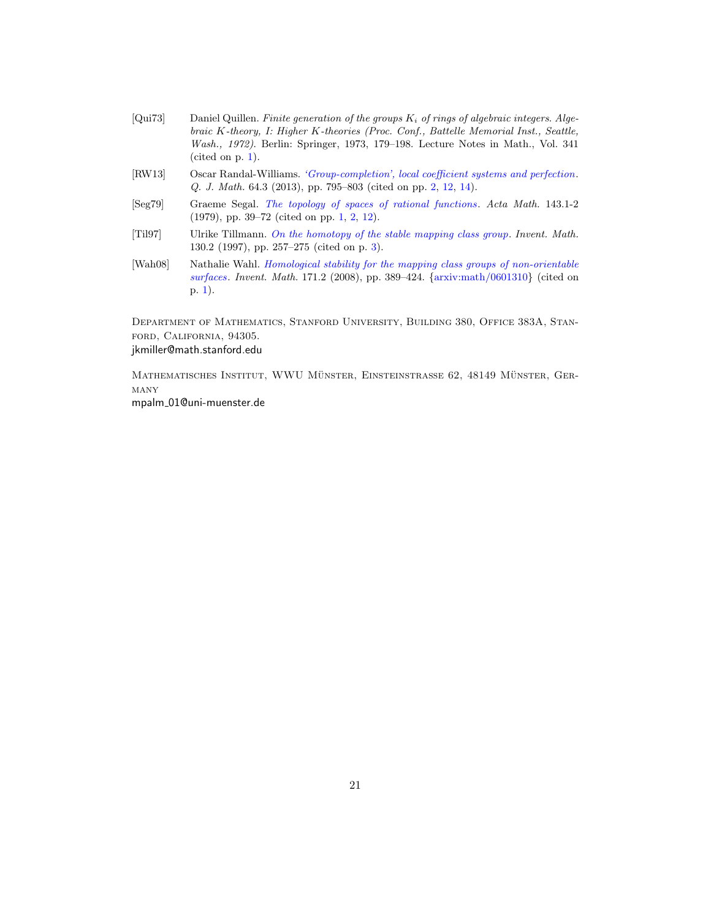[Qui73] Daniel Quillen. *Finite generation of the groups $K_i$ of rings of algebraic integers. Algebraic K-theory, I: Higher K-theories (Proc. Conf., Battelle Memorial Inst., Seattle, Wash., 1972)*. Berlin: Springer, 1973, 179–198. Lecture Notes in Math., Vol. 341 (cited on p. 1).

[RW13] Oscar Randal-Williams. *'Group-completion', local coefficient systems and perfection*. *Q. J. Math.* 64.3 (2013), pp. 795–803 (cited on pp. 2, 12, 14).

[Seg79] Graeme Segal. *The topology of spaces of rational functions*. *Acta Math.* 143.1-2 (1979), pp. 39–72 (cited on pp. 1, 2, 12).

[Til97] Ulrike Tillmann. *On the homotopy of the stable mapping class group*. *Invent. Math.* 130.2 (1997), pp. 257–275 (cited on p. 3).

[Wah08] Nathalie Wahl. *Homological stability for the mapping class groups of non-orientable surfaces*. *Invent. Math.* 171.2 (2008), pp. 389–424. {arxiv:math/0601310} (cited on p. 1).

Department of Mathematics, Stanford University, Building 380, Office 383A, Stanford, California, 94305.
jkmiller@math.stanford.edu

Mathematisches Institut, WWU Münster, Einsteinstrasse 62, 48149 Münster, Germany
mpalm_01@uni-muenster.de